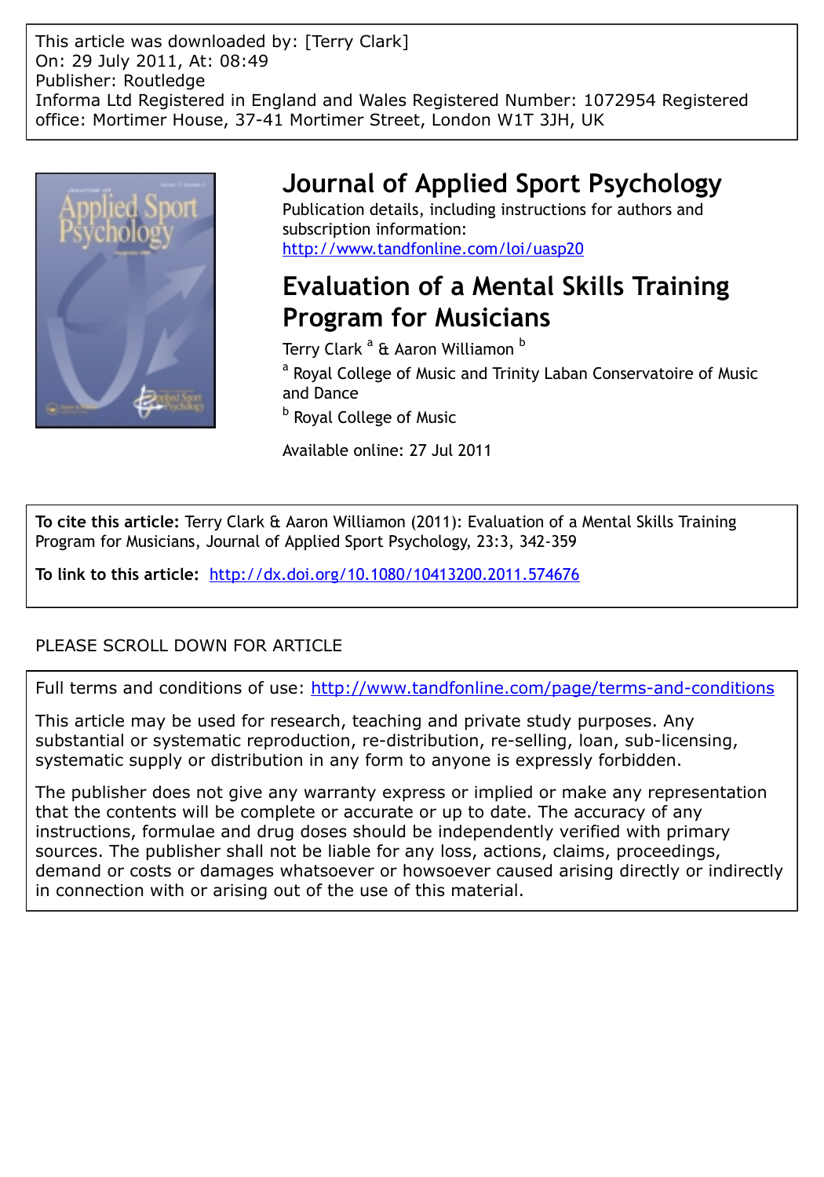This article was downloaded by: [Terry Clark]
On: 29 July 2011, At: 08:49
Publisher: Routledge
Informa Ltd Registered in England and Wales Registered Number: 1072954 Registered office: Mortimer House, 37-41 Mortimer Street, London W1T 3JH, UK

# Journal of Applied Sport Psychology

Publication details, including instructions for authors and subscription information:
http://www.tandfonline.com/loi/uasp20

# Evaluation of a Mental Skills Training Program for Musicians

Terry Clark [a] & Aaron Williamon [b]

[a] Royal College of Music and Trinity Laban Conservatoire of Music and Dance

[b] Royal College of Music

Available online: 27 Jul 2011

**To cite this article:** Terry Clark & Aaron Williamon (2011): Evaluation of a Mental Skills Training Program for Musicians, Journal of Applied Sport Psychology, 23:3, 342-359

**To link to this article:** http://dx.doi.org/10.1080/10413200.2011.574676

PLEASE SCROLL DOWN FOR ARTICLE

Full terms and conditions of use: http://www.tandfonline.com/page/terms-and-conditions

This article may be used for research, teaching and private study purposes. Any substantial or systematic reproduction, re-distribution, re-selling, loan, sub-licensing, systematic supply or distribution in any form to anyone is expressly forbidden.

The publisher does not give any warranty express or implied or make any representation that the contents will be complete or accurate or up to date. The accuracy of any instructions, formulae and drug doses should be independently verified with primary sources. The publisher shall not be liable for any loss, actions, claims, proceedings, demand or costs or damages whatsoever or howsoever caused arising directly or indirectly in connection with or arising out of the use of this material.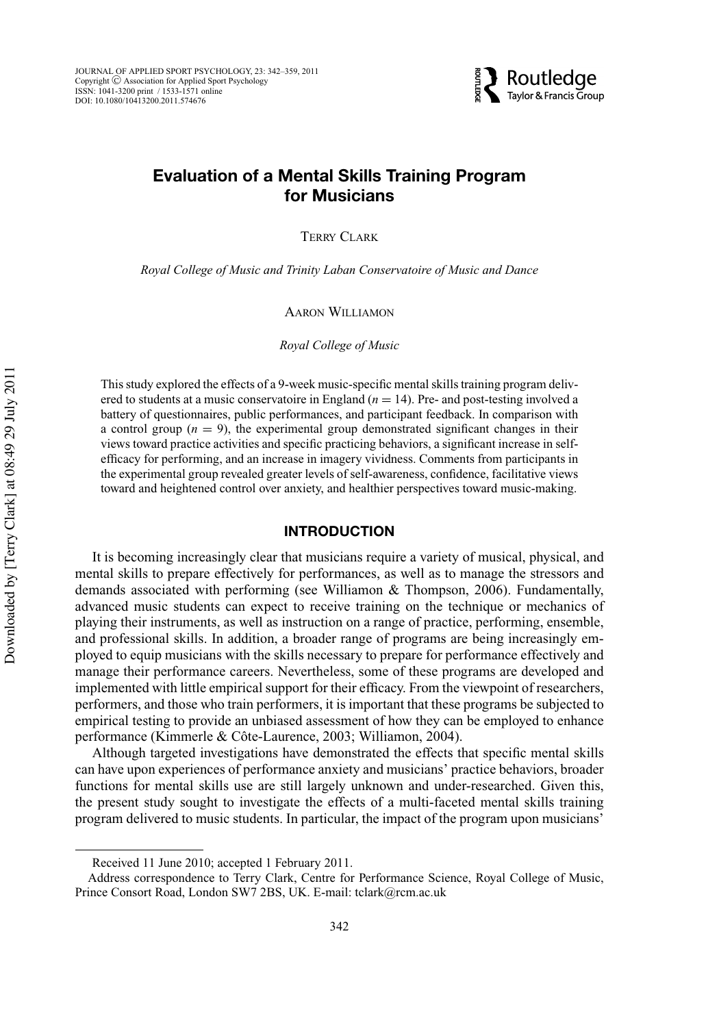# Evaluation of a Mental Skills Training Program for Musicians

TERRY CLARK

*Royal College of Music and Trinity Laban Conservatoire of Music and Dance*

AARON WILLIAMON

*Royal College of Music*

This study explored the effects of a 9-week music-specific mental skills training program delivered to students at a music conservatoire in England ($n = 14$). Pre- and post-testing involved a battery of questionnaires, public performances, and participant feedback. In comparison with a control group ($n = 9$), the experimental group demonstrated significant changes in their views toward practice activities and specific practicing behaviors, a significant increase in self-efficacy for performing, and an increase in imagery vividness. Comments from participants in the experimental group revealed greater levels of self-awareness, confidence, facilitative views toward and heightened control over anxiety, and healthier perspectives toward music-making.

## INTRODUCTION

It is becoming increasingly clear that musicians require a variety of musical, physical, and mental skills to prepare effectively for performances, as well as to manage the stressors and demands associated with performing (see Williamon & Thompson, 2006). Fundamentally, advanced music students can expect to receive training on the technique or mechanics of playing their instruments, as well as instruction on a range of practice, performing, ensemble, and professional skills. In addition, a broader range of programs are being increasingly employed to equip musicians with the skills necessary to prepare for performance effectively and manage their performance careers. Nevertheless, some of these programs are developed and implemented with little empirical support for their efficacy. From the viewpoint of researchers, performers, and those who train performers, it is important that these programs be subjected to empirical testing to provide an unbiased assessment of how they can be employed to enhance performance (Kimmerle & Côte-Laurence, 2003; Williamon, 2004).

Although targeted investigations have demonstrated the effects that specific mental skills can have upon experiences of performance anxiety and musicians' practice behaviors, broader functions for mental skills use are still largely unknown and under-researched. Given this, the present study sought to investigate the effects of a multi-faceted mental skills training program delivered to music students. In particular, the impact of the program upon musicians'

---

Received 11 June 2010; accepted 1 February 2011.

Address correspondence to Terry Clark, Centre for Performance Science, Royal College of Music, Prince Consort Road, London SW7 2BS, UK. E-mail: tclark@rcm.ac.uk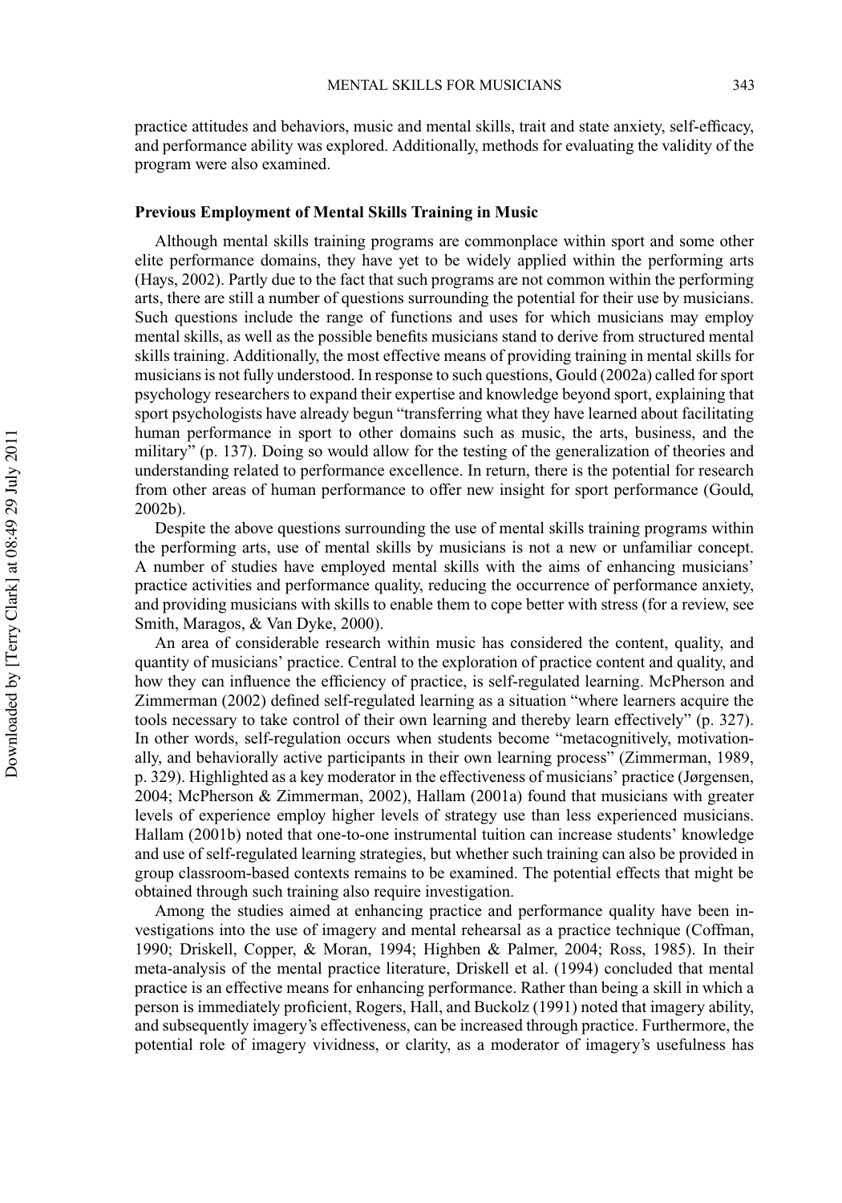practice attitudes and behaviors, music and mental skills, trait and state anxiety, self-efficacy, and performance ability was explored. Additionally, methods for evaluating the validity of the program were also examined.

### Previous Employment of Mental Skills Training in Music

Although mental skills training programs are commonplace within sport and some other elite performance domains, they have yet to be widely applied within the performing arts (Hays, 2002). Partly due to the fact that such programs are not common within the performing arts, there are still a number of questions surrounding the potential for their use by musicians. Such questions include the range of functions and uses for which musicians may employ mental skills, as well as the possible benefits musicians stand to derive from structured mental skills training. Additionally, the most effective means of providing training in mental skills for musicians is not fully understood. In response to such questions, Gould (2002a) called for sport psychology researchers to expand their expertise and knowledge beyond sport, explaining that sport psychologists have already begun "transferring what they have learned about facilitating human performance in sport to other domains such as music, the arts, business, and the military" (p. 137). Doing so would allow for the testing of the generalization of theories and understanding related to performance excellence. In return, there is the potential for research from other areas of human performance to offer new insight for sport performance (Gould, 2002b).

Despite the above questions surrounding the use of mental skills training programs within the performing arts, use of mental skills by musicians is not a new or unfamiliar concept. A number of studies have employed mental skills with the aims of enhancing musicians' practice activities and performance quality, reducing the occurrence of performance anxiety, and providing musicians with skills to enable them to cope better with stress (for a review, see Smith, Maragos, & Van Dyke, 2000).

An area of considerable research within music has considered the content, quality, and quantity of musicians' practice. Central to the exploration of practice content and quality, and how they can influence the efficiency of practice, is self-regulated learning. McPherson and Zimmerman (2002) defined self-regulated learning as a situation "where learners acquire the tools necessary to take control of their own learning and thereby learn effectively" (p. 327). In other words, self-regulation occurs when students become "metacognitively, motivationally, and behaviorally active participants in their own learning process" (Zimmerman, 1989, p. 329). Highlighted as a key moderator in the effectiveness of musicians' practice (Jørgensen, 2004; McPherson & Zimmerman, 2002), Hallam (2001a) found that musicians with greater levels of experience employ higher levels of strategy use than less experienced musicians. Hallam (2001b) noted that one-to-one instrumental tuition can increase students' knowledge and use of self-regulated learning strategies, but whether such training can also be provided in group classroom-based contexts remains to be examined. The potential effects that might be obtained through such training also require investigation.

Among the studies aimed at enhancing practice and performance quality have been investigations into the use of imagery and mental rehearsal as a practice technique (Coffman, 1990; Driskell, Copper, & Moran, 1994; Highben & Palmer, 2004; Ross, 1985). In their meta-analysis of the mental practice literature, Driskell et al. (1994) concluded that mental practice is an effective means for enhancing performance. Rather than being a skill in which a person is immediately proficient, Rogers, Hall, and Buckolz (1991) noted that imagery ability, and subsequently imagery's effectiveness, can be increased through practice. Furthermore, the potential role of imagery vividness, or clarity, as a moderator of imagery's usefulness has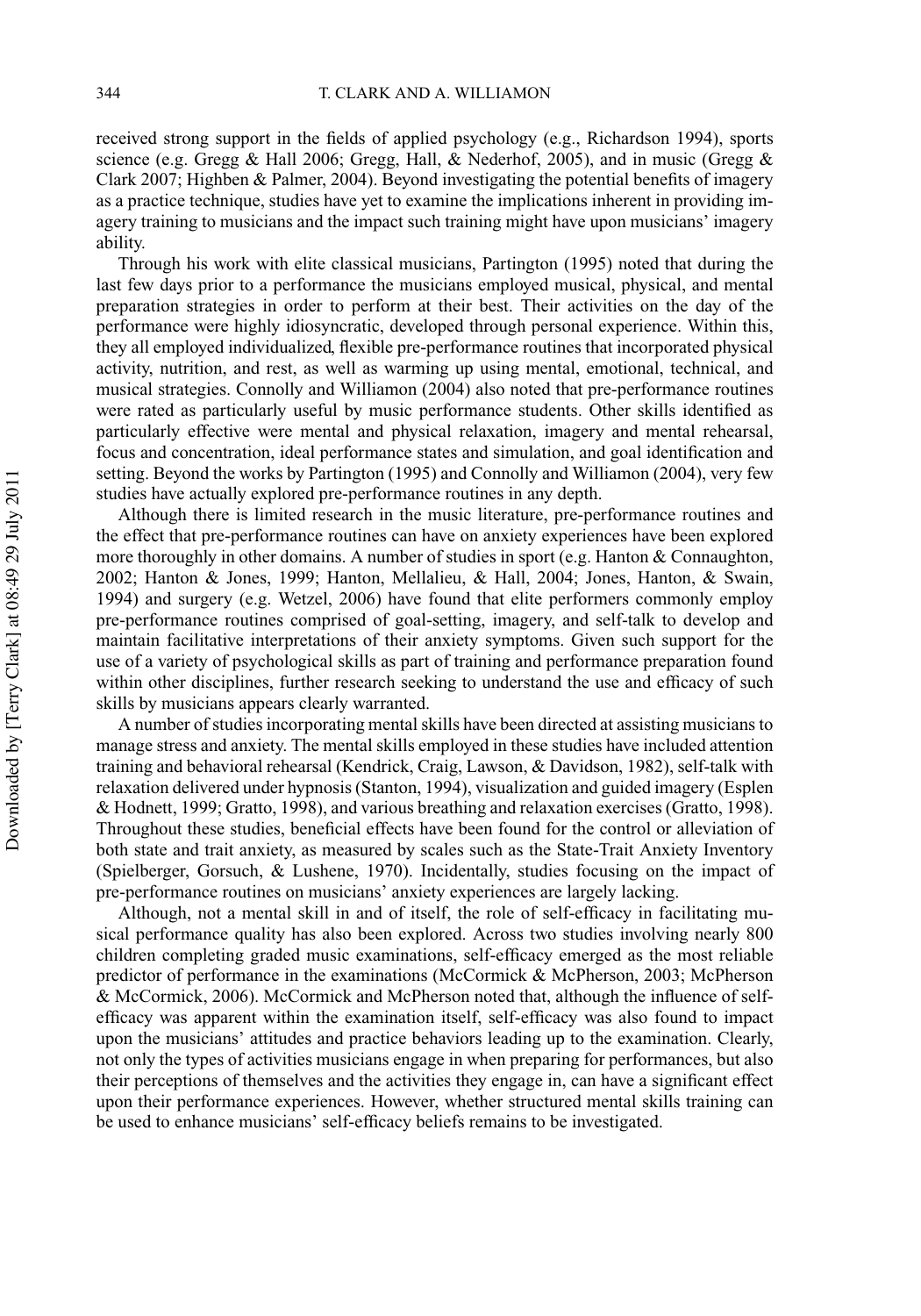received strong support in the fields of applied psychology (e.g., Richardson 1994), sports science (e.g. Gregg & Hall 2006; Gregg, Hall, & Nederhof, 2005), and in music (Gregg & Clark 2007; Highben & Palmer, 2004). Beyond investigating the potential benefits of imagery as a practice technique, studies have yet to examine the implications inherent in providing imagery training to musicians and the impact such training might have upon musicians' imagery ability.

Through his work with elite classical musicians, Partington (1995) noted that during the last few days prior to a performance the musicians employed musical, physical, and mental preparation strategies in order to perform at their best. Their activities on the day of the performance were highly idiosyncratic, developed through personal experience. Within this, they all employed individualized, flexible pre-performance routines that incorporated physical activity, nutrition, and rest, as well as warming up using mental, emotional, technical, and musical strategies. Connolly and Williamon (2004) also noted that pre-performance routines were rated as particularly useful by music performance students. Other skills identified as particularly effective were mental and physical relaxation, imagery and mental rehearsal, focus and concentration, ideal performance states and simulation, and goal identification and setting. Beyond the works by Partington (1995) and Connolly and Williamon (2004), very few studies have actually explored pre-performance routines in any depth.

Although there is limited research in the music literature, pre-performance routines and the effect that pre-performance routines can have on anxiety experiences have been explored more thoroughly in other domains. A number of studies in sport (e.g. Hanton & Connaughton, 2002; Hanton & Jones, 1999; Hanton, Mellalieu, & Hall, 2004; Jones, Hanton, & Swain, 1994) and surgery (e.g. Wetzel, 2006) have found that elite performers commonly employ pre-performance routines comprised of goal-setting, imagery, and self-talk to develop and maintain facilitative interpretations of their anxiety symptoms. Given such support for the use of a variety of psychological skills as part of training and performance preparation found within other disciplines, further research seeking to understand the use and efficacy of such skills by musicians appears clearly warranted.

A number of studies incorporating mental skills have been directed at assisting musicians to manage stress and anxiety. The mental skills employed in these studies have included attention training and behavioral rehearsal (Kendrick, Craig, Lawson, & Davidson, 1982), self-talk with relaxation delivered under hypnosis (Stanton, 1994), visualization and guided imagery (Esplen & Hodnett, 1999; Gratto, 1998), and various breathing and relaxation exercises (Gratto, 1998). Throughout these studies, beneficial effects have been found for the control or alleviation of both state and trait anxiety, as measured by scales such as the State-Trait Anxiety Inventory (Spielberger, Gorsuch, & Lushene, 1970). Incidentally, studies focusing on the impact of pre-performance routines on musicians' anxiety experiences are largely lacking.

Although, not a mental skill in and of itself, the role of self-efficacy in facilitating musical performance quality has also been explored. Across two studies involving nearly 800 children completing graded music examinations, self-efficacy emerged as the most reliable predictor of performance in the examinations (McCormick & McPherson, 2003; McPherson & McCormick, 2006). McCormick and McPherson noted that, although the influence of self-efficacy was apparent within the examination itself, self-efficacy was also found to impact upon the musicians' attitudes and practice behaviors leading up to the examination. Clearly, not only the types of activities musicians engage in when preparing for performances, but also their perceptions of themselves and the activities they engage in, can have a significant effect upon their performance experiences. However, whether structured mental skills training can be used to enhance musicians' self-efficacy beliefs remains to be investigated.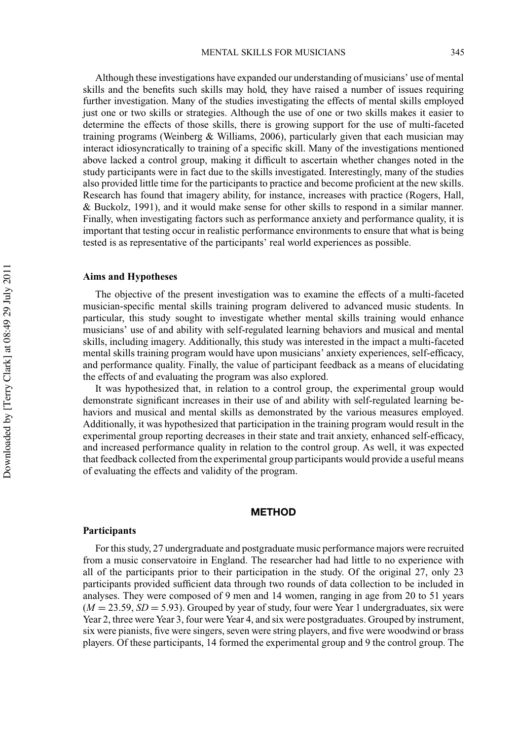Although these investigations have expanded our understanding of musicians' use of mental skills and the benefits such skills may hold, they have raised a number of issues requiring further investigation. Many of the studies investigating the effects of mental skills employed just one or two skills or strategies. Although the use of one or two skills makes it easier to determine the effects of those skills, there is growing support for the use of multi-faceted training programs (Weinberg & Williams, 2006), particularly given that each musician may interact idiosyncratically to training of a specific skill. Many of the investigations mentioned above lacked a control group, making it difficult to ascertain whether changes noted in the study participants were in fact due to the skills investigated. Interestingly, many of the studies also provided little time for the participants to practice and become proficient at the new skills. Research has found that imagery ability, for instance, increases with practice (Rogers, Hall, & Buckolz, 1991), and it would make sense for other skills to respond in a similar manner. Finally, when investigating factors such as performance anxiety and performance quality, it is important that testing occur in realistic performance environments to ensure that what is being tested is as representative of the participants' real world experiences as possible.

### Aims and Hypotheses

The objective of the present investigation was to examine the effects of a multi-faceted musician-specific mental skills training program delivered to advanced music students. In particular, this study sought to investigate whether mental skills training would enhance musicians' use of and ability with self-regulated learning behaviors and musical and mental skills, including imagery. Additionally, this study was interested in the impact a multi-faceted mental skills training program would have upon musicians' anxiety experiences, self-efficacy, and performance quality. Finally, the value of participant feedback as a means of elucidating the effects of and evaluating the program was also explored.

It was hypothesized that, in relation to a control group, the experimental group would demonstrate significant increases in their use of and ability with self-regulated learning behaviors and musical and mental skills as demonstrated by the various measures employed. Additionally, it was hypothesized that participation in the training program would result in the experimental group reporting decreases in their state and trait anxiety, enhanced self-efficacy, and increased performance quality in relation to the control group. As well, it was expected that feedback collected from the experimental group participants would provide a useful means of evaluating the effects and validity of the program.

## METHOD

### Participants

For this study, 27 undergraduate and postgraduate music performance majors were recruited from a music conservatoire in England. The researcher had had little to no experience with all of the participants prior to their participation in the study. Of the original 27, only 23 participants provided sufficient data through two rounds of data collection to be included in analyses. They were composed of 9 men and 14 women, ranging in age from 20 to 51 years ($M = 23.59$, $SD = 5.93$). Grouped by year of study, four were Year 1 undergraduates, six were Year 2, three were Year 3, four were Year 4, and six were postgraduates. Grouped by instrument, six were pianists, five were singers, seven were string players, and five were woodwind or brass players. Of these participants, 14 formed the experimental group and 9 the control group. The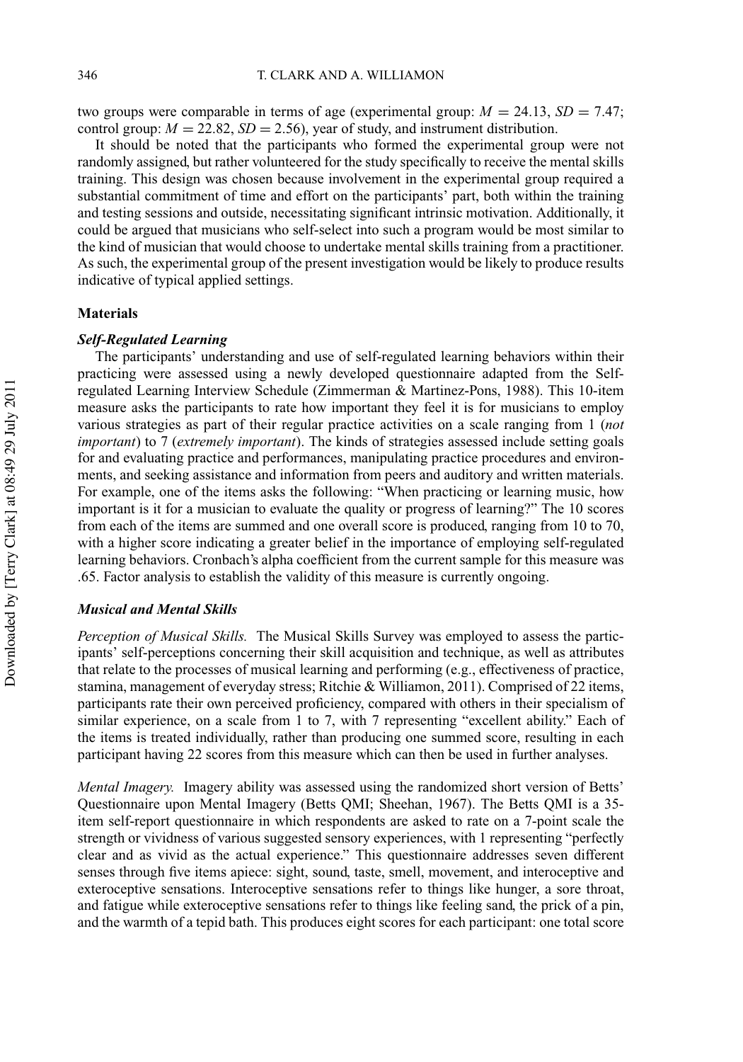two groups were comparable in terms of age (experimental group: $M = 24.13$, $SD = 7.47$; control group: $M = 22.82$, $SD = 2.56$), year of study, and instrument distribution.

It should be noted that the participants who formed the experimental group were not randomly assigned, but rather volunteered for the study specifically to receive the mental skills training. This design was chosen because involvement in the experimental group required a substantial commitment of time and effort on the participants' part, both within the training and testing sessions and outside, necessitating significant intrinsic motivation. Additionally, it could be argued that musicians who self-select into such a program would be most similar to the kind of musician that would choose to undertake mental skills training from a practitioner. As such, the experimental group of the present investigation would be likely to produce results indicative of typical applied settings.

## Materials

### *Self-Regulated Learning*

The participants' understanding and use of self-regulated learning behaviors within their practicing were assessed using a newly developed questionnaire adapted from the Self-regulated Learning Interview Schedule (Zimmerman & Martinez-Pons, 1988). This 10-item measure asks the participants to rate how important they feel it is for musicians to employ various strategies as part of their regular practice activities on a scale ranging from 1 (*not important*) to 7 (*extremely important*). The kinds of strategies assessed include setting goals for and evaluating practice and performances, manipulating practice procedures and environments, and seeking assistance and information from peers and auditory and written materials. For example, one of the items asks the following: "When practicing or learning music, how important is it for a musician to evaluate the quality or progress of learning?" The 10 scores from each of the items are summed and one overall score is produced, ranging from 10 to 70, with a higher score indicating a greater belief in the importance of employing self-regulated learning behaviors. Cronbach's alpha coefficient from the current sample for this measure was .65. Factor analysis to establish the validity of this measure is currently ongoing.

### *Musical and Mental Skills*

*Perception of Musical Skills.* The Musical Skills Survey was employed to assess the participants' self-perceptions concerning their skill acquisition and technique, as well as attributes that relate to the processes of musical learning and performing (e.g., effectiveness of practice, stamina, management of everyday stress; Ritchie & Williamon, 2011). Comprised of 22 items, participants rate their own perceived proficiency, compared with others in their specialism of similar experience, on a scale from 1 to 7, with 7 representing "excellent ability." Each of the items is treated individually, rather than producing one summed score, resulting in each participant having 22 scores from this measure which can then be used in further analyses.

*Mental Imagery.* Imagery ability was assessed using the randomized short version of Betts' Questionnaire upon Mental Imagery (Betts QMI; Sheehan, 1967). The Betts QMI is a 35-item self-report questionnaire in which respondents are asked to rate on a 7-point scale the strength or vividness of various suggested sensory experiences, with 1 representing "perfectly clear and as vivid as the actual experience." This questionnaire addresses seven different senses through five items apiece: sight, sound, taste, smell, movement, and interoceptive and exteroceptive sensations. Interoceptive sensations refer to things like hunger, a sore throat, and fatigue while exteroceptive sensations refer to things like feeling sand, the prick of a pin, and the warmth of a tepid bath. This produces eight scores for each participant: one total score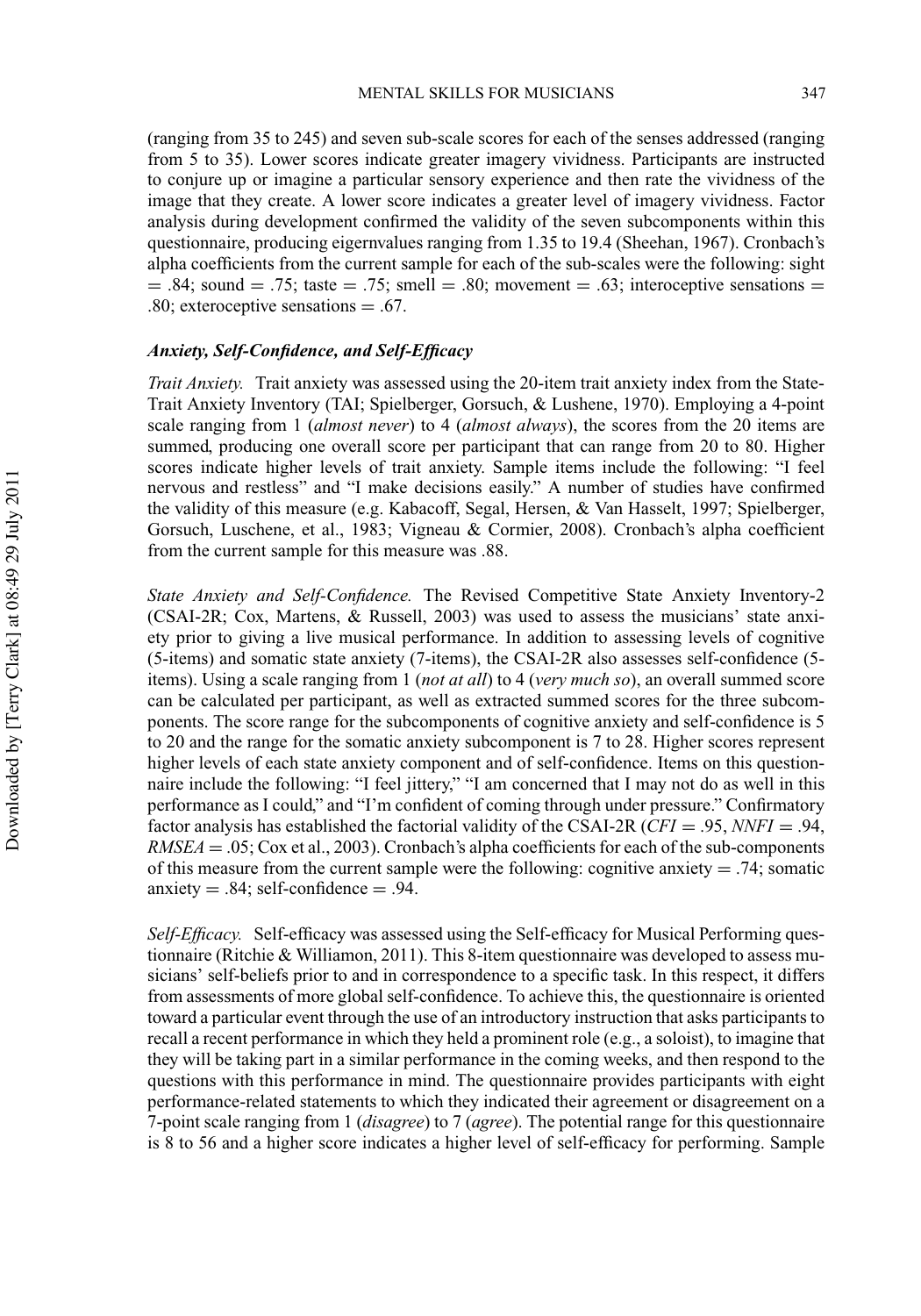(ranging from 35 to 245) and seven sub-scale scores for each of the senses addressed (ranging from 5 to 35). Lower scores indicate greater imagery vividness. Participants are instructed to conjure up or imagine a particular sensory experience and then rate the vividness of the image that they create. A lower score indicates a greater level of imagery vividness. Factor analysis during development confirmed the validity of the seven subcomponents within this questionnaire, producing eigernvalues ranging from 1.35 to 19.4 (Sheehan, 1967). Cronbach's alpha coefficients from the current sample for each of the sub-scales were the following: sight = .84; sound = .75; taste = .75; smell = .80; movement = .63; interoceptive sensations = .80; exteroceptive sensations = .67.

### *Anxiety, Self-Confidence, and Self-Efficacy*

*Trait Anxiety.* Trait anxiety was assessed using the 20-item trait anxiety index from the State-Trait Anxiety Inventory (TAI; Spielberger, Gorsuch, & Lushene, 1970). Employing a 4-point scale ranging from 1 (*almost never*) to 4 (*almost always*), the scores from the 20 items are summed, producing one overall score per participant that can range from 20 to 80. Higher scores indicate higher levels of trait anxiety. Sample items include the following: "I feel nervous and restless" and "I make decisions easily." A number of studies have confirmed the validity of this measure (e.g. Kabacoff, Segal, Hersen, & Van Hasselt, 1997; Spielberger, Gorsuch, Luschene, et al., 1983; Vigneau & Cormier, 2008). Cronbach's alpha coefficient from the current sample for this measure was .88.

*State Anxiety and Self-Confidence.* The Revised Competitive State Anxiety Inventory-2 (CSAI-2R; Cox, Martens, & Russell, 2003) was used to assess the musicians' state anxiety prior to giving a live musical performance. In addition to assessing levels of cognitive (5-items) and somatic state anxiety (7-items), the CSAI-2R also assesses self-confidence (5-items). Using a scale ranging from 1 (*not at all*) to 4 (*very much so*), an overall summed score can be calculated per participant, as well as extracted summed scores for the three subcomponents. The score range for the subcomponents of cognitive anxiety and self-confidence is 5 to 20 and the range for the somatic anxiety subcomponent is 7 to 28. Higher scores represent higher levels of each state anxiety component and of self-confidence. Items on this questionnaire include the following: "I feel jittery," "I am concerned that I may not do as well in this performance as I could," and "I'm confident of coming through under pressure." Confirmatory factor analysis has established the factorial validity of the CSAI-2R ($CFI = .95$, $NNFI = .94$, $RMSEA = .05$; Cox et al., 2003). Cronbach's alpha coefficients for each of the sub-components of this measure from the current sample were the following: cognitive anxiety = .74; somatic anxiety = .84; self-confidence = .94.

*Self-Efficacy.* Self-efficacy was assessed using the Self-efficacy for Musical Performing questionnaire (Ritchie & Williamon, 2011). This 8-item questionnaire was developed to assess musicians' self-beliefs prior to and in correspondence to a specific task. In this respect, it differs from assessments of more global self-confidence. To achieve this, the questionnaire is oriented toward a particular event through the use of an introductory instruction that asks participants to recall a recent performance in which they held a prominent role (e.g., a soloist), to imagine that they will be taking part in a similar performance in the coming weeks, and then respond to the questions with this performance in mind. The questionnaire provides participants with eight performance-related statements to which they indicated their agreement or disagreement on a 7-point scale ranging from 1 (*disagree*) to 7 (*agree*). The potential range for this questionnaire is 8 to 56 and a higher score indicates a higher level of self-efficacy for performing. Sample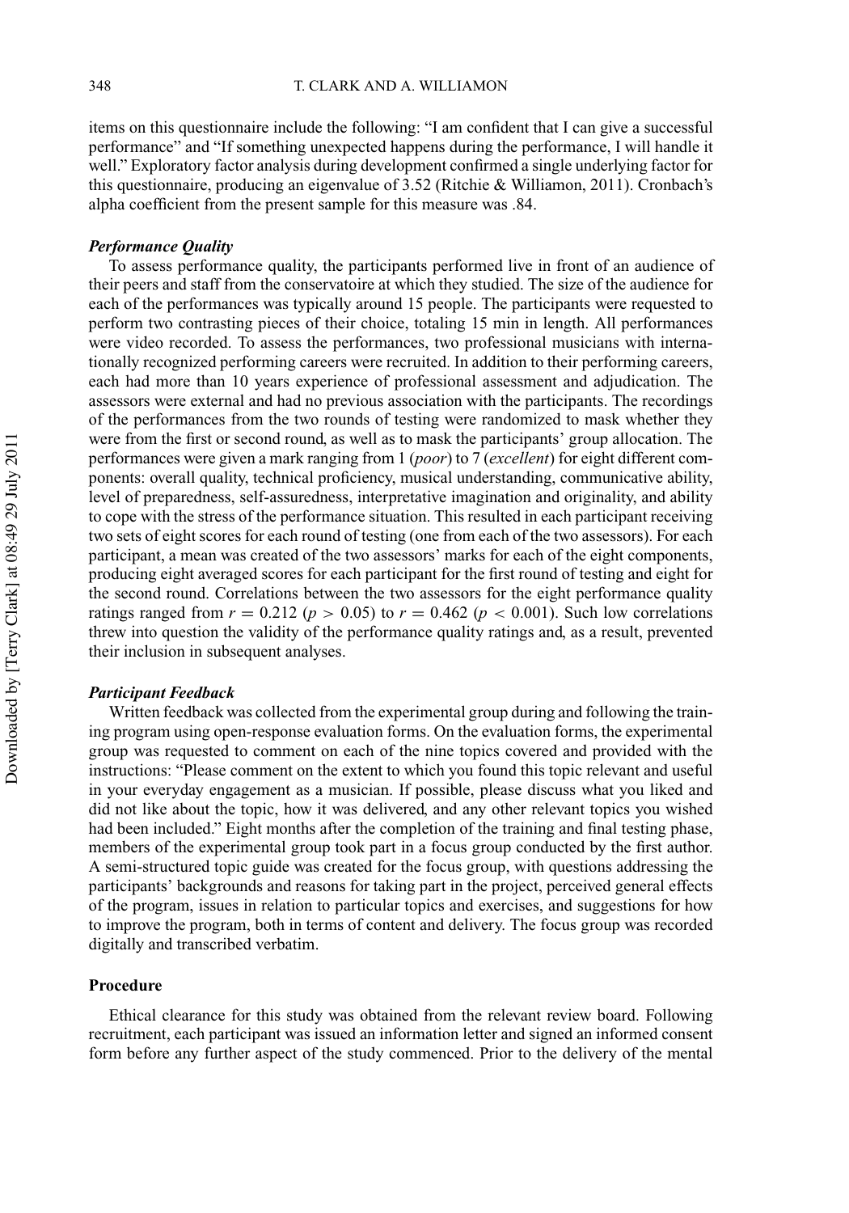items on this questionnaire include the following: "I am confident that I can give a successful performance" and "If something unexpected happens during the performance, I will handle it well." Exploratory factor analysis during development confirmed a single underlying factor for this questionnaire, producing an eigenvalue of 3.52 (Ritchie & Williamon, 2011). Cronbach's alpha coefficient from the present sample for this measure was .84.

### *Performance Quality*

To assess performance quality, the participants performed live in front of an audience of their peers and staff from the conservatoire at which they studied. The size of the audience for each of the performances was typically around 15 people. The participants were requested to perform two contrasting pieces of their choice, totaling 15 min in length. All performances were video recorded. To assess the performances, two professional musicians with internationally recognized performing careers were recruited. In addition to their performing careers, each had more than 10 years experience of professional assessment and adjudication. The assessors were external and had no previous association with the participants. The recordings of the performances from the two rounds of testing were randomized to mask whether they were from the first or second round, as well as to mask the participants' group allocation. The performances were given a mark ranging from 1 (*poor*) to 7 (*excellent*) for eight different components: overall quality, technical proficiency, musical understanding, communicative ability, level of preparedness, self-assuredness, interpretative imagination and originality, and ability to cope with the stress of the performance situation. This resulted in each participant receiving two sets of eight scores for each round of testing (one from each of the two assessors). For each participant, a mean was created of the two assessors' marks for each of the eight components, producing eight averaged scores for each participant for the first round of testing and eight for the second round. Correlations between the two assessors for the eight performance quality ratings ranged from $r = 0.212$ ($p > 0.05$) to $r = 0.462$ ($p < 0.001$). Such low correlations threw into question the validity of the performance quality ratings and, as a result, prevented their inclusion in subsequent analyses.

### *Participant Feedback*

Written feedback was collected from the experimental group during and following the training program using open-response evaluation forms. On the evaluation forms, the experimental group was requested to comment on each of the nine topics covered and provided with the instructions: "Please comment on the extent to which you found this topic relevant and useful in your everyday engagement as a musician. If possible, please discuss what you liked and did not like about the topic, how it was delivered, and any other relevant topics you wished had been included." Eight months after the completion of the training and final testing phase, members of the experimental group took part in a focus group conducted by the first author. A semi-structured topic guide was created for the focus group, with questions addressing the participants' backgrounds and reasons for taking part in the project, perceived general effects of the program, issues in relation to particular topics and exercises, and suggestions for how to improve the program, both in terms of content and delivery. The focus group was recorded digitally and transcribed verbatim.

## Procedure

Ethical clearance for this study was obtained from the relevant review board. Following recruitment, each participant was issued an information letter and signed an informed consent form before any further aspect of the study commenced. Prior to the delivery of the mental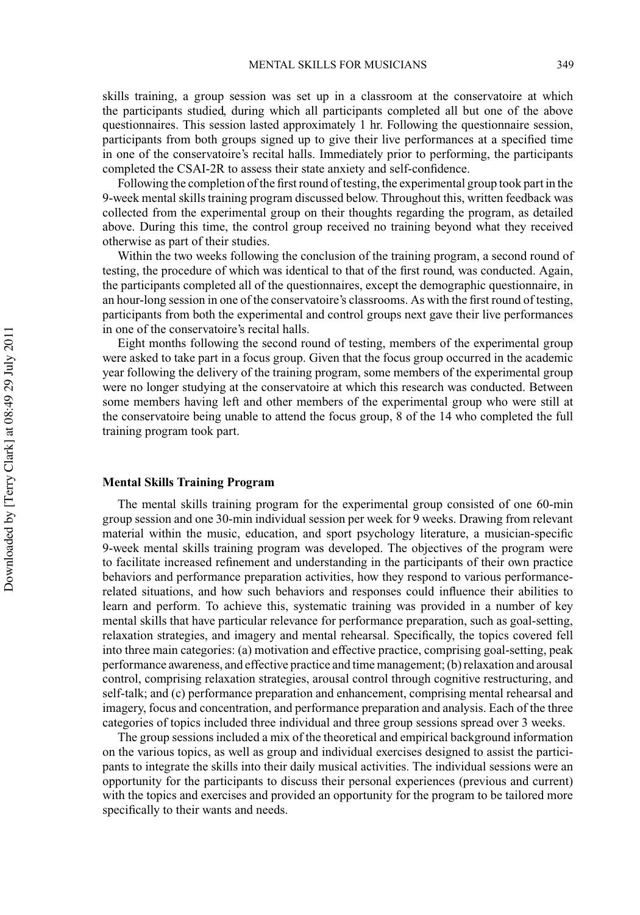skills training, a group session was set up in a classroom at the conservatoire at which the participants studied, during which all participants completed all but one of the above questionnaires. This session lasted approximately 1 hr. Following the questionnaire session, participants from both groups signed up to give their live performances at a specified time in one of the conservatoire's recital halls. Immediately prior to performing, the participants completed the CSAI-2R to assess their state anxiety and self-confidence.

Following the completion of the first round of testing, the experimental group took part in the 9-week mental skills training program discussed below. Throughout this, written feedback was collected from the experimental group on their thoughts regarding the program, as detailed above. During this time, the control group received no training beyond what they received otherwise as part of their studies.

Within the two weeks following the conclusion of the training program, a second round of testing, the procedure of which was identical to that of the first round, was conducted. Again, the participants completed all of the questionnaires, except the demographic questionnaire, in an hour-long session in one of the conservatoire's classrooms. As with the first round of testing, participants from both the experimental and control groups next gave their live performances in one of the conservatoire's recital halls.

Eight months following the second round of testing, members of the experimental group were asked to take part in a focus group. Given that the focus group occurred in the academic year following the delivery of the training program, some members of the experimental group were no longer studying at the conservatoire at which this research was conducted. Between some members having left and other members of the experimental group who were still at the conservatoire being unable to attend the focus group, 8 of the 14 who completed the full training program took part.

### Mental Skills Training Program

The mental skills training program for the experimental group consisted of one 60-min group session and one 30-min individual session per week for 9 weeks. Drawing from relevant material within the music, education, and sport psychology literature, a musician-specific 9-week mental skills training program was developed. The objectives of the program were to facilitate increased refinement and understanding in the participants of their own practice behaviors and performance preparation activities, how they respond to various performance-related situations, and how such behaviors and responses could influence their abilities to learn and perform. To achieve this, systematic training was provided in a number of key mental skills that have particular relevance for performance preparation, such as goal-setting, relaxation strategies, and imagery and mental rehearsal. Specifically, the topics covered fell into three main categories: (a) motivation and effective practice, comprising goal-setting, peak performance awareness, and effective practice and time management; (b) relaxation and arousal control, comprising relaxation strategies, arousal control through cognitive restructuring, and self-talk; and (c) performance preparation and enhancement, comprising mental rehearsal and imagery, focus and concentration, and performance preparation and analysis. Each of the three categories of topics included three individual and three group sessions spread over 3 weeks.

The group sessions included a mix of the theoretical and empirical background information on the various topics, as well as group and individual exercises designed to assist the participants to integrate the skills into their daily musical activities. The individual sessions were an opportunity for the participants to discuss their personal experiences (previous and current) with the topics and exercises and provided an opportunity for the program to be tailored more specifically to their wants and needs.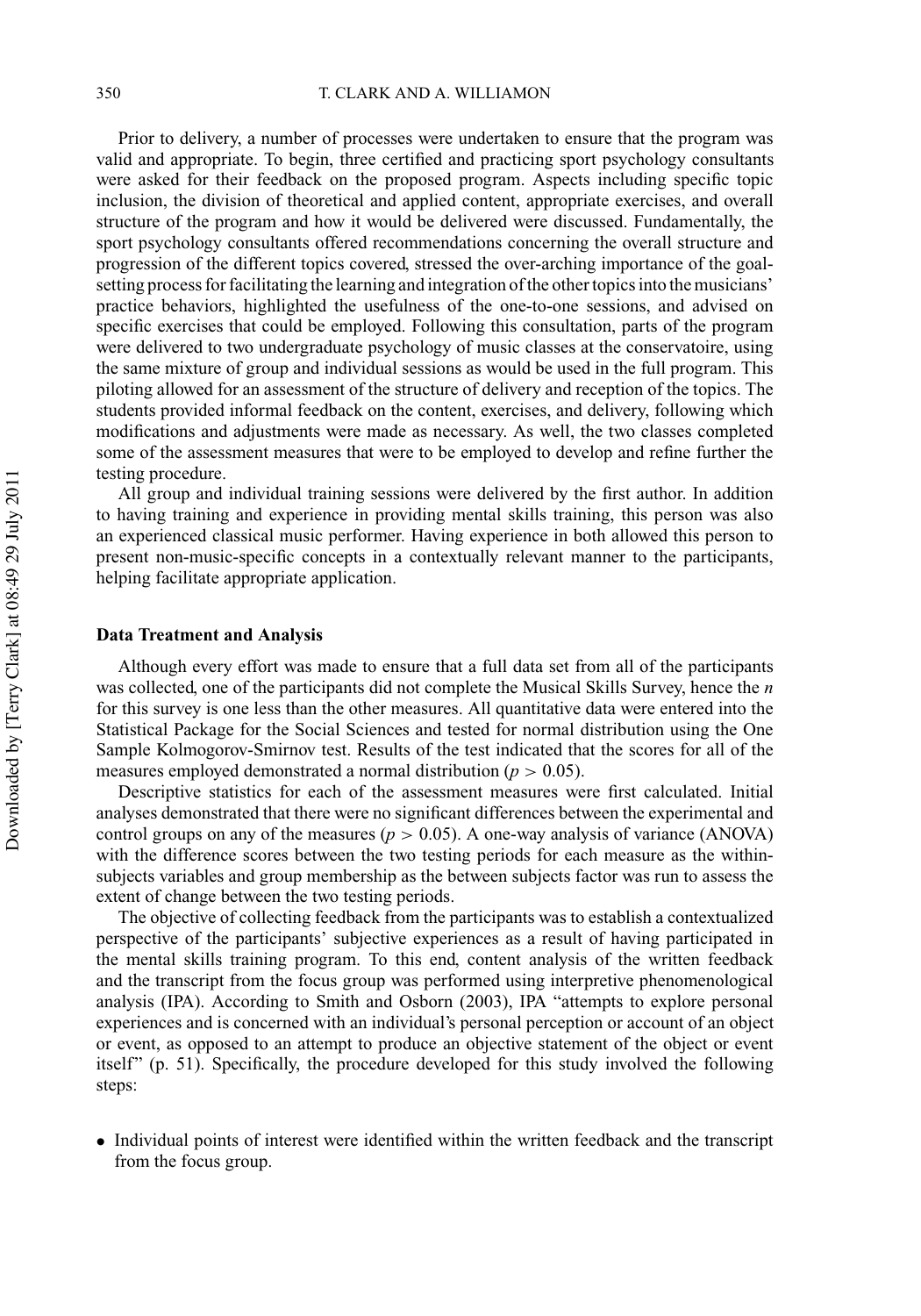Prior to delivery, a number of processes were undertaken to ensure that the program was valid and appropriate. To begin, three certified and practicing sport psychology consultants were asked for their feedback on the proposed program. Aspects including specific topic inclusion, the division of theoretical and applied content, appropriate exercises, and overall structure of the program and how it would be delivered were discussed. Fundamentally, the sport psychology consultants offered recommendations concerning the overall structure and progression of the different topics covered, stressed the over-arching importance of the goal-setting process for facilitating the learning and integration of the other topics into the musicians' practice behaviors, highlighted the usefulness of the one-to-one sessions, and advised on specific exercises that could be employed. Following this consultation, parts of the program were delivered to two undergraduate psychology of music classes at the conservatoire, using the same mixture of group and individual sessions as would be used in the full program. This piloting allowed for an assessment of the structure of delivery and reception of the topics. The students provided informal feedback on the content, exercises, and delivery, following which modifications and adjustments were made as necessary. As well, the two classes completed some of the assessment measures that were to be employed to develop and refine further the testing procedure.

All group and individual training sessions were delivered by the first author. In addition to having training and experience in providing mental skills training, this person was also an experienced classical music performer. Having experience in both allowed this person to present non-music-specific concepts in a contextually relevant manner to the participants, helping facilitate appropriate application.

### Data Treatment and Analysis

Although every effort was made to ensure that a full data set from all of the participants was collected, one of the participants did not complete the Musical Skills Survey, hence the *n* for this survey is one less than the other measures. All quantitative data were entered into the Statistical Package for the Social Sciences and tested for normal distribution using the One Sample Kolmogorov-Smirnov test. Results of the test indicated that the scores for all of the measures employed demonstrated a normal distribution ($p > 0.05$).

Descriptive statistics for each of the assessment measures were first calculated. Initial analyses demonstrated that there were no significant differences between the experimental and control groups on any of the measures ($p > 0.05$). A one-way analysis of variance (ANOVA) with the difference scores between the two testing periods for each measure as the within-subjects variables and group membership as the between subjects factor was run to assess the extent of change between the two testing periods.

The objective of collecting feedback from the participants was to establish a contextualized perspective of the participants' subjective experiences as a result of having participated in the mental skills training program. To this end, content analysis of the written feedback and the transcript from the focus group was performed using interpretive phenomenological analysis (IPA). According to Smith and Osborn (2003), IPA "attempts to explore personal experiences and is concerned with an individual's personal perception or account of an object or event, as opposed to an attempt to produce an objective statement of the object or event itself" (p. 51). Specifically, the procedure developed for this study involved the following steps:

- Individual points of interest were identified within the written feedback and the transcript from the focus group.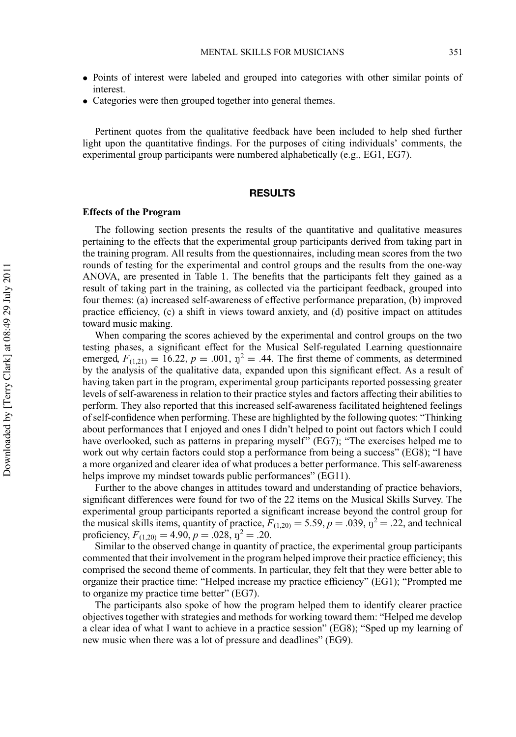- Points of interest were labeled and grouped into categories with other similar points of interest.
- Categories were then grouped together into general themes.

Pertinent quotes from the qualitative feedback have been included to help shed further light upon the quantitative findings. For the purposes of citing individuals' comments, the experimental group participants were numbered alphabetically (e.g., EG1, EG7).

## RESULTS

### Effects of the Program

The following section presents the results of the quantitative and qualitative measures pertaining to the effects that the experimental group participants derived from taking part in the training program. All results from the questionnaires, including mean scores from the two rounds of testing for the experimental and control groups and the results from the one-way ANOVA, are presented in Table 1. The benefits that the participants felt they gained as a result of taking part in the training, as collected via the participant feedback, grouped into four themes: (a) increased self-awareness of effective performance preparation, (b) improved practice efficiency, (c) a shift in views toward anxiety, and (d) positive impact on attitudes toward music making.

When comparing the scores achieved by the experimental and control groups on the two testing phases, a significant effect for the Musical Self-regulated Learning questionnaire emerged, $F_{(1,21)} = 16.22$, $p = .001$, $\eta^2 = .44$. The first theme of comments, as determined by the analysis of the qualitative data, expanded upon this significant effect. As a result of having taken part in the program, experimental group participants reported possessing greater levels of self-awareness in relation to their practice styles and factors affecting their abilities to perform. They also reported that this increased self-awareness facilitated heightened feelings of self-confidence when performing. These are highlighted by the following quotes: "Thinking about performances that I enjoyed and ones I didn't helped to point out factors which I could have overlooked, such as patterns in preparing myself" (EG7); "The exercises helped me to work out why certain factors could stop a performance from being a success" (EG8); "I have a more organized and clearer idea of what produces a better performance. This self-awareness helps improve my mindset towards public performances" (EG11).

Further to the above changes in attitudes toward and understanding of practice behaviors, significant differences were found for two of the 22 items on the Musical Skills Survey. The experimental group participants reported a significant increase beyond the control group for the musical skills items, quantity of practice, $F_{(1,20)} = 5.59$, $p = .039$, $\eta^2 = .22$, and technical proficiency, $F_{(1,20)} = 4.90$, $p = .028$, $\eta^2 = .20$.

Similar to the observed change in quantity of practice, the experimental group participants commented that their involvement in the program helped improve their practice efficiency; this comprised the second theme of comments. In particular, they felt that they were better able to organize their practice time: "Helped increase my practice efficiency" (EG1); "Prompted me to organize my practice time better" (EG7).

The participants also spoke of how the program helped them to identify clearer practice objectives together with strategies and methods for working toward them: "Helped me develop a clear idea of what I want to achieve in a practice session" (EG8); "Sped up my learning of new music when there was a lot of pressure and deadlines" (EG9).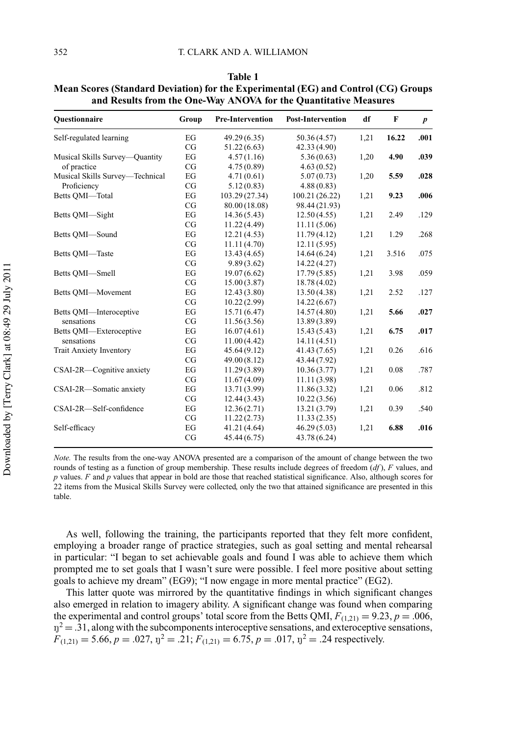**Table 1**
**Mean Scores (Standard Deviation) for the Experimental (EG) and Control (CG) Groups and Results from the One-Way ANOVA for the Quantitative Measures**

| Questionnaire | Group | Pre-Intervention | Post-Intervention | df | F | p |
|---|---|---|---|---|---|---|
| Self-regulated learning | EG | 49.29 (6.35) | 50.36 (4.57) | 1,21 | **16.22** | **.001** |
| | CG | 51.22 (6.63) | 42.33 (4.90) | | | |
| Musical Skills Survey—Quantity of practice | EG | 4.57 (1.16) | 5.36 (0.63) | 1,20 | **4.90** | **.039** |
| | CG | 4.75 (0.89) | 4.63 (0.52) | | | |
| Musical Skills Survey—Technical Proficiency | EG | 4.71 (0.61) | 5.07 (0.73) | 1,20 | **5.59** | **.028** |
| | CG | 5.12 (0.83) | 4.88 (0.83) | | | |
| Betts QMI—Total | EG | 103.29 (27.34) | 100.21 (26.22) | 1,21 | **9.23** | **.006** |
| | CG | 80.00 (18.08) | 98.44 (21.93) | | | |
| Betts QMI—Sight | EG | 14.36 (5.43) | 12.50 (4.55) | 1,21 | 2.49 | .129 |
| | CG | 11.22 (4.49) | 11.11 (5.06) | | | |
| Betts QMI—Sound | EG | 12.21 (4.53) | 11.79 (4.12) | 1,21 | 1.29 | .268 |
| | CG | 11.11 (4.70) | 12.11 (5.95) | | | |
| Betts QMI—Taste | EG | 13.43 (4.65) | 14.64 (6.24) | 1,21 | 3.516 | .075 |
| | CG | 9.89 (3.62) | 14.22 (4.27) | | | |
| Betts QMI—Smell | EG | 19.07 (6.62) | 17.79 (5.85) | 1,21 | 3.98 | .059 |
| | CG | 15.00 (3.87) | 18.78 (4.02) | | | |
| Betts QMI—Movement | EG | 12.43 (3.80) | 13.50 (4.38) | 1,21 | 2.52 | .127 |
| | CG | 10.22 (2.99) | 14.22 (6.67) | | | |
| Betts QMI—Interoceptive sensations | EG | 15.71 (6.47) | 14.57 (4.80) | 1,21 | **5.66** | **.027** |
| | CG | 11.56 (3.56) | 13.89 (3.89) | | | |
| Betts QMI—Exteroceptive sensations | EG | 16.07 (4.61) | 15.43 (5.43) | 1,21 | **6.75** | **.017** |
| | CG | 11.00 (4.42) | 14.11 (4.51) | | | |
| Trait Anxiety Inventory | EG | 45.64 (9.12) | 41.43 (7.65) | 1,21 | 0.26 | .616 |
| | CG | 49.00 (8.12) | 43.44 (7.92) | | | |
| CSAI-2R—Cognitive anxiety | EG | 11.29 (3.89) | 10.36 (3.77) | 1,21 | 0.08 | .787 |
| | CG | 11.67 (4.09) | 11.11 (3.98) | | | |
| CSAI-2R—Somatic anxiety | EG | 13.71 (3.99) | 11.86 (3.32) | 1,21 | 0.06 | .812 |
| | CG | 12.44 (3.43) | 10.22 (3.56) | | | |
| CSAI-2R—Self-confidence | EG | 12.36 (2.71) | 13.21 (3.79) | 1,21 | 0.39 | .540 |
| | CG | 11.22 (2.73) | 11.33 (2.35) | | | |
| Self-efficacy | EG | 41.21 (4.64) | 46.29 (5.03) | 1,21 | **6.88** | **.016** |
| | CG | 45.44 (6.75) | 43.78 (6.24) | | | |

*Note.* The results from the one-way ANOVA presented are a comparison of the amount of change between the two rounds of testing as a function of group membership. These results include degrees of freedom (*df*), *F* values, and *p* values. *F* and *p* values that appear in bold are those that reached statistical significance. Also, although scores for 22 items from the Musical Skills Survey were collected, only the two that attained significance are presented in this table.

As well, following the training, the participants reported that they felt more confident, employing a broader range of practice strategies, such as goal setting and mental rehearsal in particular: "I began to set achievable goals and found I was able to achieve them which prompted me to set goals that I wasn't sure were possible. I feel more positive about setting goals to achieve my dream" (EG9); "I now engage in more mental practice" (EG2).

This latter quote was mirrored by the quantitative findings in which significant changes also emerged in relation to imagery ability. A significant change was found when comparing the experimental and control groups' total score from the Betts QMI, $F_{(1,21)} = 9.23$, $p = .006$, $\eta^2 = .31$, along with the subcomponents interoceptive sensations, and exteroceptive sensations, $F_{(1,21)} = 5.66$, $p = .027$, $\eta^2 = .21$; $F_{(1,21)} = 6.75$, $p = .017$, $\eta^2 = .24$ respectively.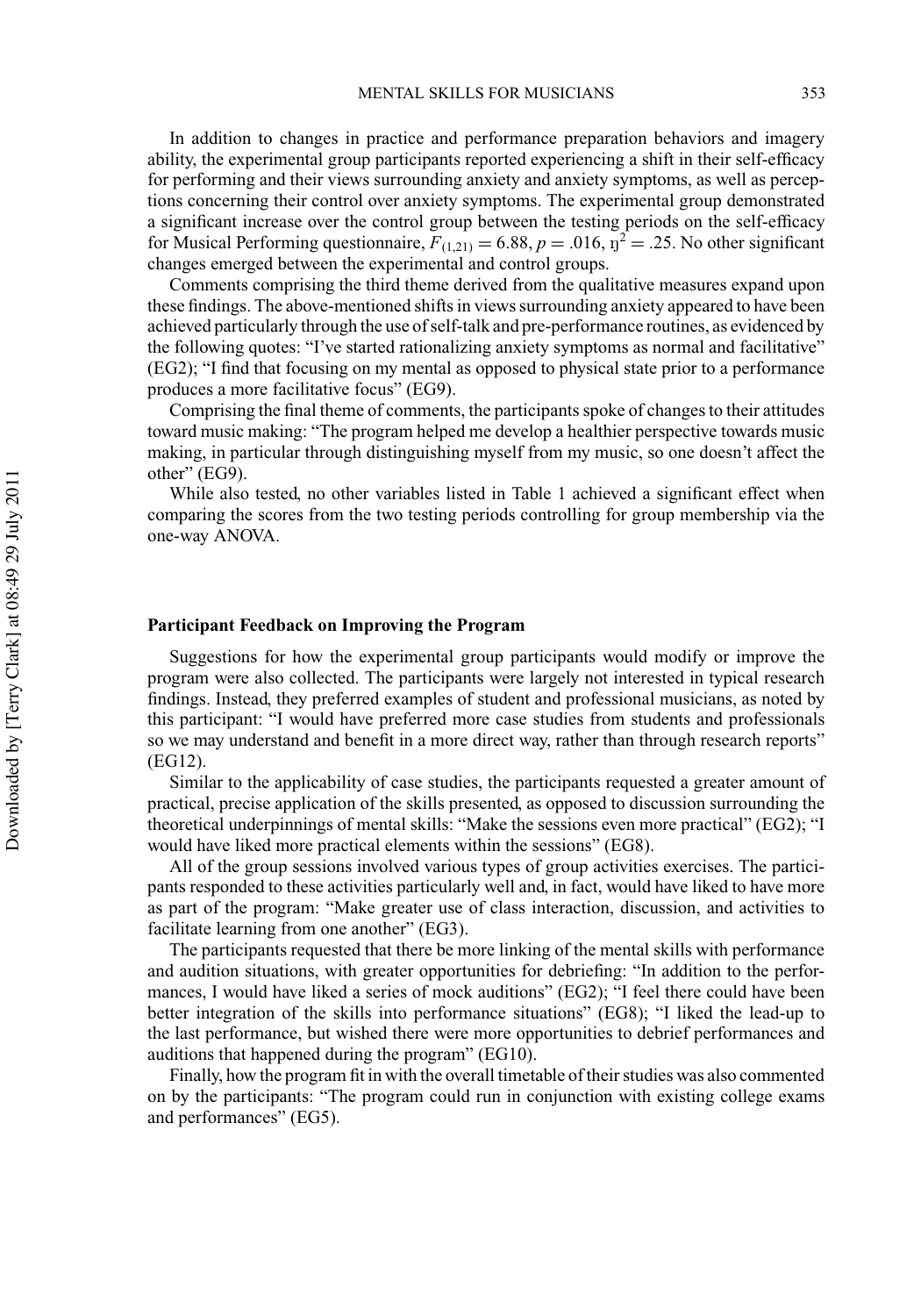In addition to changes in practice and performance preparation behaviors and imagery ability, the experimental group participants reported experiencing a shift in their self-efficacy for performing and their views surrounding anxiety and anxiety symptoms, as well as perceptions concerning their control over anxiety symptoms. The experimental group demonstrated a significant increase over the control group between the testing periods on the self-efficacy for Musical Performing questionnaire, $F_{(1,21)} = 6.88$, $p = .016$, $\eta^2 = .25$. No other significant changes emerged between the experimental and control groups.

Comments comprising the third theme derived from the qualitative measures expand upon these findings. The above-mentioned shifts in views surrounding anxiety appeared to have been achieved particularly through the use of self-talk and pre-performance routines, as evidenced by the following quotes: "I've started rationalizing anxiety symptoms as normal and facilitative" (EG2); "I find that focusing on my mental as opposed to physical state prior to a performance produces a more facilitative focus" (EG9).

Comprising the final theme of comments, the participants spoke of changes to their attitudes toward music making: "The program helped me develop a healthier perspective towards music making, in particular through distinguishing myself from my music, so one doesn't affect the other" (EG9).

While also tested, no other variables listed in Table 1 achieved a significant effect when comparing the scores from the two testing periods controlling for group membership via the one-way ANOVA.

### Participant Feedback on Improving the Program

Suggestions for how the experimental group participants would modify or improve the program were also collected. The participants were largely not interested in typical research findings. Instead, they preferred examples of student and professional musicians, as noted by this participant: "I would have preferred more case studies from students and professionals so we may understand and benefit in a more direct way, rather than through research reports" (EG12).

Similar to the applicability of case studies, the participants requested a greater amount of practical, precise application of the skills presented, as opposed to discussion surrounding the theoretical underpinnings of mental skills: "Make the sessions even more practical" (EG2); "I would have liked more practical elements within the sessions" (EG8).

All of the group sessions involved various types of group activities exercises. The participants responded to these activities particularly well and, in fact, would have liked to have more as part of the program: "Make greater use of class interaction, discussion, and activities to facilitate learning from one another" (EG3).

The participants requested that there be more linking of the mental skills with performance and audition situations, with greater opportunities for debriefing: "In addition to the performances, I would have liked a series of mock auditions" (EG2); "I feel there could have been better integration of the skills into performance situations" (EG8); "I liked the lead-up to the last performance, but wished there were more opportunities to debrief performances and auditions that happened during the program" (EG10).

Finally, how the program fit in with the overall timetable of their studies was also commented on by the participants: "The program could run in conjunction with existing college exams and performances" (EG5).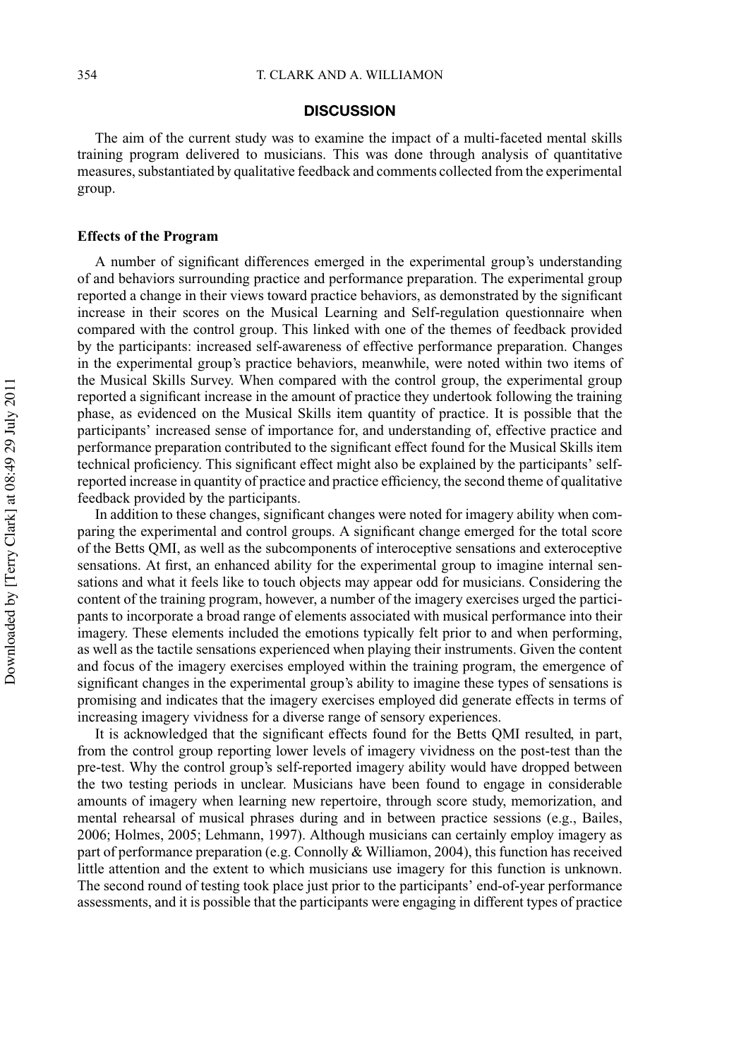## DISCUSSION

The aim of the current study was to examine the impact of a multi-faceted mental skills training program delivered to musicians. This was done through analysis of quantitative measures, substantiated by qualitative feedback and comments collected from the experimental group.

### Effects of the Program

A number of significant differences emerged in the experimental group's understanding of and behaviors surrounding practice and performance preparation. The experimental group reported a change in their views toward practice behaviors, as demonstrated by the significant increase in their scores on the Musical Learning and Self-regulation questionnaire when compared with the control group. This linked with one of the themes of feedback provided by the participants: increased self-awareness of effective performance preparation. Changes in the experimental group's practice behaviors, meanwhile, were noted within two items of the Musical Skills Survey. When compared with the control group, the experimental group reported a significant increase in the amount of practice they undertook following the training phase, as evidenced on the Musical Skills item quantity of practice. It is possible that the participants' increased sense of importance for, and understanding of, effective practice and performance preparation contributed to the significant effect found for the Musical Skills item technical proficiency. This significant effect might also be explained by the participants' self-reported increase in quantity of practice and practice efficiency, the second theme of qualitative feedback provided by the participants.

In addition to these changes, significant changes were noted for imagery ability when comparing the experimental and control groups. A significant change emerged for the total score of the Betts QMI, as well as the subcomponents of interoceptive sensations and exteroceptive sensations. At first, an enhanced ability for the experimental group to imagine internal sensations and what it feels like to touch objects may appear odd for musicians. Considering the content of the training program, however, a number of the imagery exercises urged the participants to incorporate a broad range of elements associated with musical performance into their imagery. These elements included the emotions typically felt prior to and when performing, as well as the tactile sensations experienced when playing their instruments. Given the content and focus of the imagery exercises employed within the training program, the emergence of significant changes in the experimental group's ability to imagine these types of sensations is promising and indicates that the imagery exercises employed did generate effects in terms of increasing imagery vividness for a diverse range of sensory experiences.

It is acknowledged that the significant effects found for the Betts QMI resulted, in part, from the control group reporting lower levels of imagery vividness on the post-test than the pre-test. Why the control group's self-reported imagery ability would have dropped between the two testing periods in unclear. Musicians have been found to engage in considerable amounts of imagery when learning new repertoire, through score study, memorization, and mental rehearsal of musical phrases during and in between practice sessions (e.g., Bailes, 2006; Holmes, 2005; Lehmann, 1997). Although musicians can certainly employ imagery as part of performance preparation (e.g. Connolly & Williamon, 2004), this function has received little attention and the extent to which musicians use imagery for this function is unknown. The second round of testing took place just prior to the participants' end-of-year performance assessments, and it is possible that the participants were engaging in different types of practice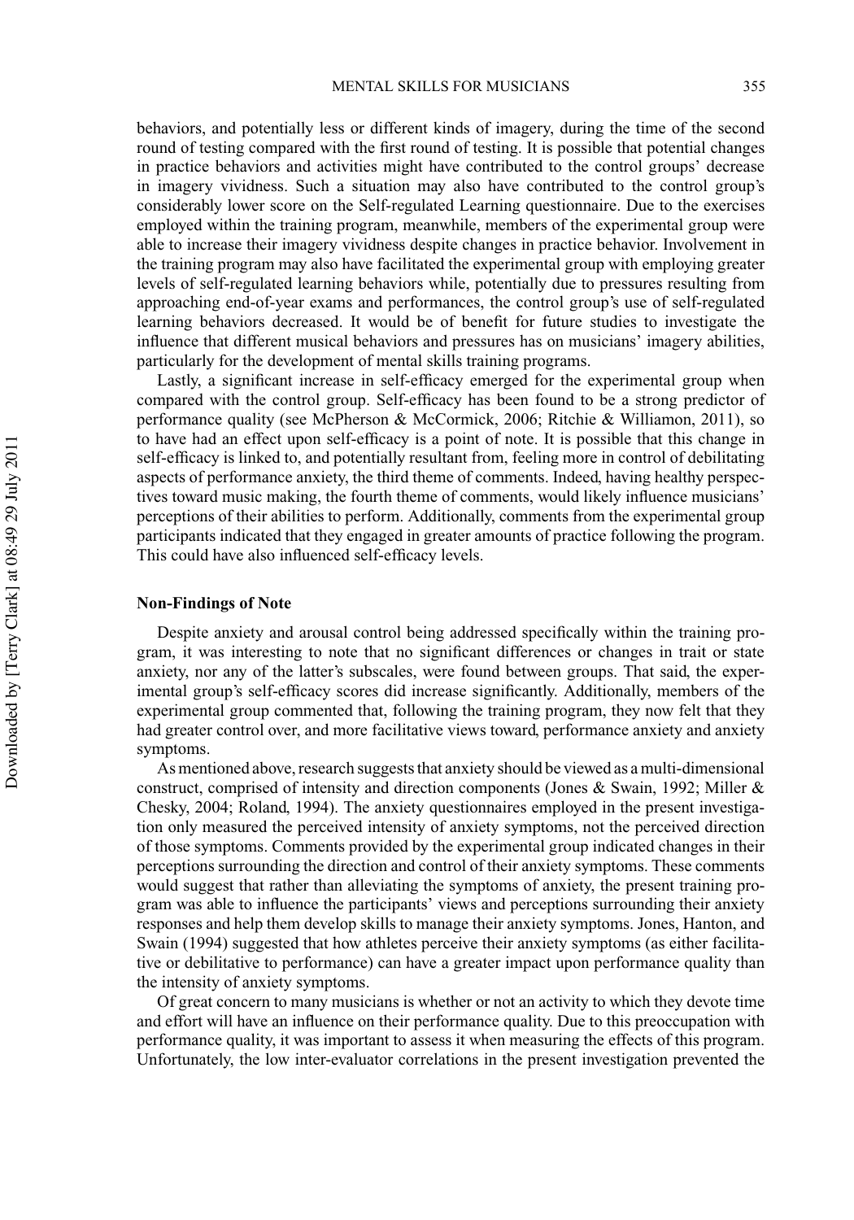behaviors, and potentially less or different kinds of imagery, during the time of the second round of testing compared with the first round of testing. It is possible that potential changes in practice behaviors and activities might have contributed to the control groups' decrease in imagery vividness. Such a situation may also have contributed to the control group's considerably lower score on the Self-regulated Learning questionnaire. Due to the exercises employed within the training program, meanwhile, members of the experimental group were able to increase their imagery vividness despite changes in practice behavior. Involvement in the training program may also have facilitated the experimental group with employing greater levels of self-regulated learning behaviors while, potentially due to pressures resulting from approaching end-of-year exams and performances, the control group's use of self-regulated learning behaviors decreased. It would be of benefit for future studies to investigate the influence that different musical behaviors and pressures has on musicians' imagery abilities, particularly for the development of mental skills training programs.

Lastly, a significant increase in self-efficacy emerged for the experimental group when compared with the control group. Self-efficacy has been found to be a strong predictor of performance quality (see McPherson & McCormick, 2006; Ritchie & Williamon, 2011), so to have had an effect upon self-efficacy is a point of note. It is possible that this change in self-efficacy is linked to, and potentially resultant from, feeling more in control of debilitating aspects of performance anxiety, the third theme of comments. Indeed, having healthy perspectives toward music making, the fourth theme of comments, would likely influence musicians' perceptions of their abilities to perform. Additionally, comments from the experimental group participants indicated that they engaged in greater amounts of practice following the program. This could have also influenced self-efficacy levels.

### Non-Findings of Note

Despite anxiety and arousal control being addressed specifically within the training program, it was interesting to note that no significant differences or changes in trait or state anxiety, nor any of the latter's subscales, were found between groups. That said, the experimental group's self-efficacy scores did increase significantly. Additionally, members of the experimental group commented that, following the training program, they now felt that they had greater control over, and more facilitative views toward, performance anxiety and anxiety symptoms.

As mentioned above, research suggests that anxiety should be viewed as a multi-dimensional construct, comprised of intensity and direction components (Jones & Swain, 1992; Miller & Chesky, 2004; Roland, 1994). The anxiety questionnaires employed in the present investigation only measured the perceived intensity of anxiety symptoms, not the perceived direction of those symptoms. Comments provided by the experimental group indicated changes in their perceptions surrounding the direction and control of their anxiety symptoms. These comments would suggest that rather than alleviating the symptoms of anxiety, the present training program was able to influence the participants' views and perceptions surrounding their anxiety responses and help them develop skills to manage their anxiety symptoms. Jones, Hanton, and Swain (1994) suggested that how athletes perceive their anxiety symptoms (as either facilitative or debilitative to performance) can have a greater impact upon performance quality than the intensity of anxiety symptoms.

Of great concern to many musicians is whether or not an activity to which they devote time and effort will have an influence on their performance quality. Due to this preoccupation with performance quality, it was important to assess it when measuring the effects of this program. Unfortunately, the low inter-evaluator correlations in the present investigation prevented the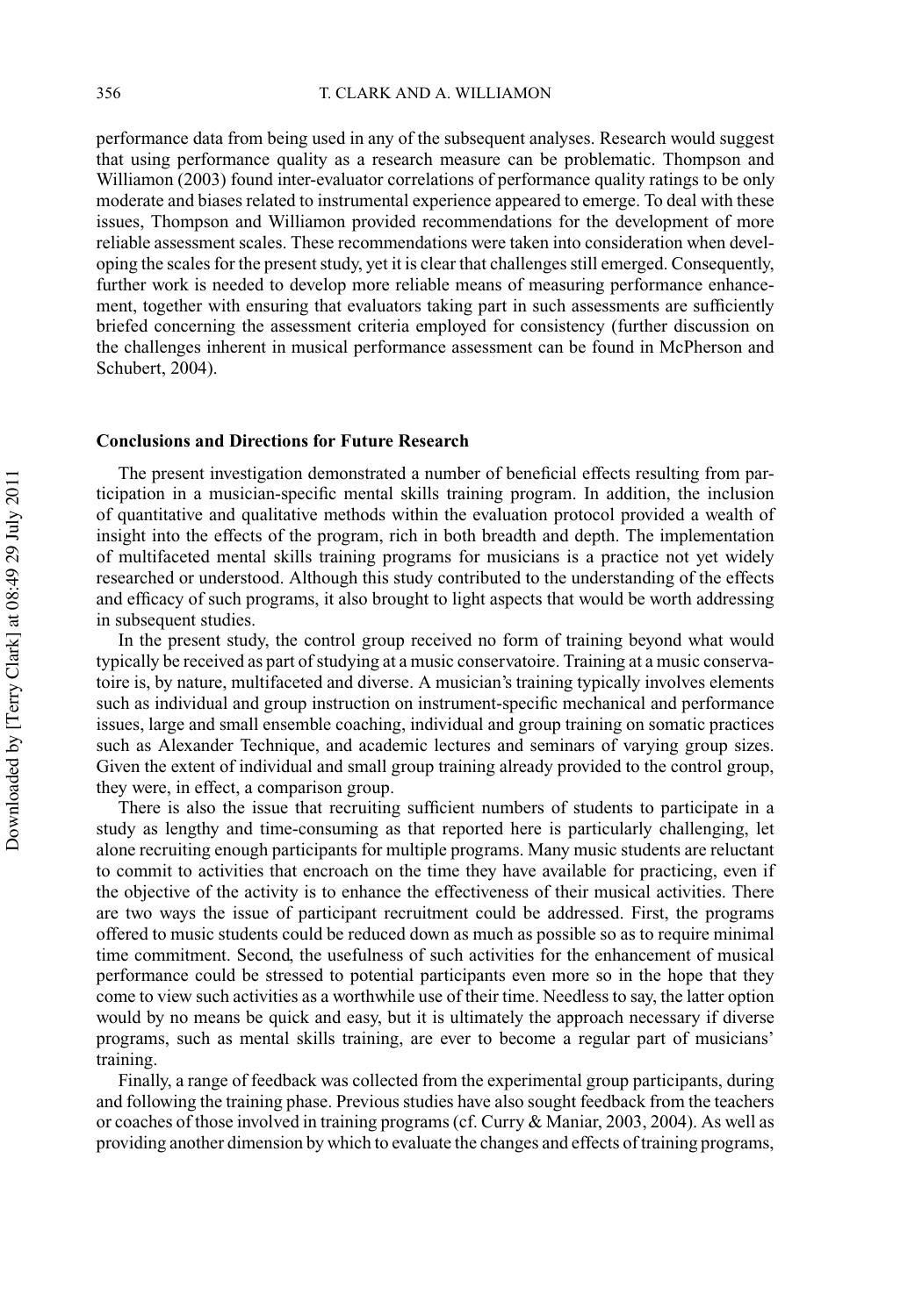performance data from being used in any of the subsequent analyses. Research would suggest that using performance quality as a research measure can be problematic. Thompson and Williamon (2003) found inter-evaluator correlations of performance quality ratings to be only moderate and biases related to instrumental experience appeared to emerge. To deal with these issues, Thompson and Williamon provided recommendations for the development of more reliable assessment scales. These recommendations were taken into consideration when developing the scales for the present study, yet it is clear that challenges still emerged. Consequently, further work is needed to develop more reliable means of measuring performance enhancement, together with ensuring that evaluators taking part in such assessments are sufficiently briefed concerning the assessment criteria employed for consistency (further discussion on the challenges inherent in musical performance assessment can be found in McPherson and Schubert, 2004).

## Conclusions and Directions for Future Research

The present investigation demonstrated a number of beneficial effects resulting from participation in a musician-specific mental skills training program. In addition, the inclusion of quantitative and qualitative methods within the evaluation protocol provided a wealth of insight into the effects of the program, rich in both breadth and depth. The implementation of multifaceted mental skills training programs for musicians is a practice not yet widely researched or understood. Although this study contributed to the understanding of the effects and efficacy of such programs, it also brought to light aspects that would be worth addressing in subsequent studies.

In the present study, the control group received no form of training beyond what would typically be received as part of studying at a music conservatoire. Training at a music conservatoire is, by nature, multifaceted and diverse. A musician's training typically involves elements such as individual and group instruction on instrument-specific mechanical and performance issues, large and small ensemble coaching, individual and group training on somatic practices such as Alexander Technique, and academic lectures and seminars of varying group sizes. Given the extent of individual and small group training already provided to the control group, they were, in effect, a comparison group.

There is also the issue that recruiting sufficient numbers of students to participate in a study as lengthy and time-consuming as that reported here is particularly challenging, let alone recruiting enough participants for multiple programs. Many music students are reluctant to commit to activities that encroach on the time they have available for practicing, even if the objective of the activity is to enhance the effectiveness of their musical activities. There are two ways the issue of participant recruitment could be addressed. First, the programs offered to music students could be reduced down as much as possible so as to require minimal time commitment. Second, the usefulness of such activities for the enhancement of musical performance could be stressed to potential participants even more so in the hope that they come to view such activities as a worthwhile use of their time. Needless to say, the latter option would by no means be quick and easy, but it is ultimately the approach necessary if diverse programs, such as mental skills training, are ever to become a regular part of musicians' training.

Finally, a range of feedback was collected from the experimental group participants, during and following the training phase. Previous studies have also sought feedback from the teachers or coaches of those involved in training programs (cf. Curry & Maniar, 2003, 2004). As well as providing another dimension by which to evaluate the changes and effects of training programs,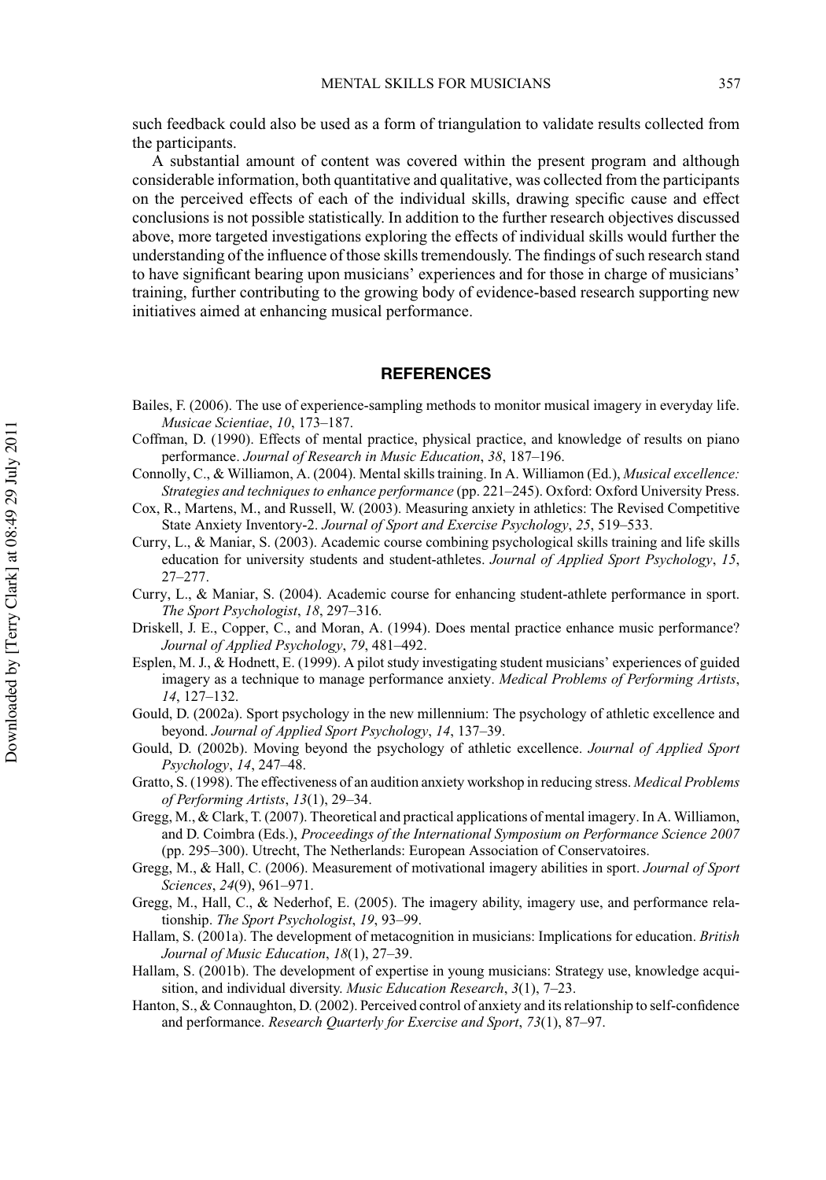such feedback could also be used as a form of triangulation to validate results collected from the participants.

A substantial amount of content was covered within the present program and although considerable information, both quantitative and qualitative, was collected from the participants on the perceived effects of each of the individual skills, drawing specific cause and effect conclusions is not possible statistically. In addition to the further research objectives discussed above, more targeted investigations exploring the effects of individual skills would further the understanding of the influence of those skills tremendously. The findings of such research stand to have significant bearing upon musicians' experiences and for those in charge of musicians' training, further contributing to the growing body of evidence-based research supporting new initiatives aimed at enhancing musical performance.

## REFERENCES

Bailes, F. (2006). The use of experience-sampling methods to monitor musical imagery in everyday life. *Musicae Scientiae*, *10*, 173–187.

Coffman, D. (1990). Effects of mental practice, physical practice, and knowledge of results on piano performance. *Journal of Research in Music Education*, *38*, 187–196.

Connolly, C., & Williamon, A. (2004). Mental skills training. In A. Williamon (Ed.), *Musical excellence: Strategies and techniques to enhance performance* (pp. 221–245). Oxford: Oxford University Press.

Cox, R., Martens, M., and Russell, W. (2003). Measuring anxiety in athletics: The Revised Competitive State Anxiety Inventory-2. *Journal of Sport and Exercise Psychology*, *25*, 519–533.

Curry, L., & Maniar, S. (2003). Academic course combining psychological skills training and life skills education for university students and student-athletes. *Journal of Applied Sport Psychology*, *15*, 27–277.

Curry, L., & Maniar, S. (2004). Academic course for enhancing student-athlete performance in sport. *The Sport Psychologist*, *18*, 297–316.

Driskell, J. E., Copper, C., and Moran, A. (1994). Does mental practice enhance music performance? *Journal of Applied Psychology*, *79*, 481–492.

Esplen, M. J., & Hodnett, E. (1999). A pilot study investigating student musicians' experiences of guided imagery as a technique to manage performance anxiety. *Medical Problems of Performing Artists*, *14*, 127–132.

Gould, D. (2002a). Sport psychology in the new millennium: The psychology of athletic excellence and beyond. *Journal of Applied Sport Psychology*, *14*, 137–39.

Gould, D. (2002b). Moving beyond the psychology of athletic excellence. *Journal of Applied Sport Psychology*, *14*, 247–48.

Gratto, S. (1998). The effectiveness of an audition anxiety workshop in reducing stress. *Medical Problems of Performing Artists*, *13*(1), 29–34.

Gregg, M., & Clark, T. (2007). Theoretical and practical applications of mental imagery. In A. Williamon, and D. Coimbra (Eds.), *Proceedings of the International Symposium on Performance Science 2007* (pp. 295–300). Utrecht, The Netherlands: European Association of Conservatoires.

Gregg, M., & Hall, C. (2006). Measurement of motivational imagery abilities in sport. *Journal of Sport Sciences*, *24*(9), 961–971.

Gregg, M., Hall, C., & Nederhof, E. (2005). The imagery ability, imagery use, and performance relationship. *The Sport Psychologist*, *19*, 93–99.

Hallam, S. (2001a). The development of metacognition in musicians: Implications for education. *British Journal of Music Education*, *18*(1), 27–39.

Hallam, S. (2001b). The development of expertise in young musicians: Strategy use, knowledge acquisition, and individual diversity. *Music Education Research*, *3*(1), 7–23.

Hanton, S., & Connaughton, D. (2002). Perceived control of anxiety and its relationship to self-confidence and performance. *Research Quarterly for Exercise and Sport*, *73*(1), 87–97.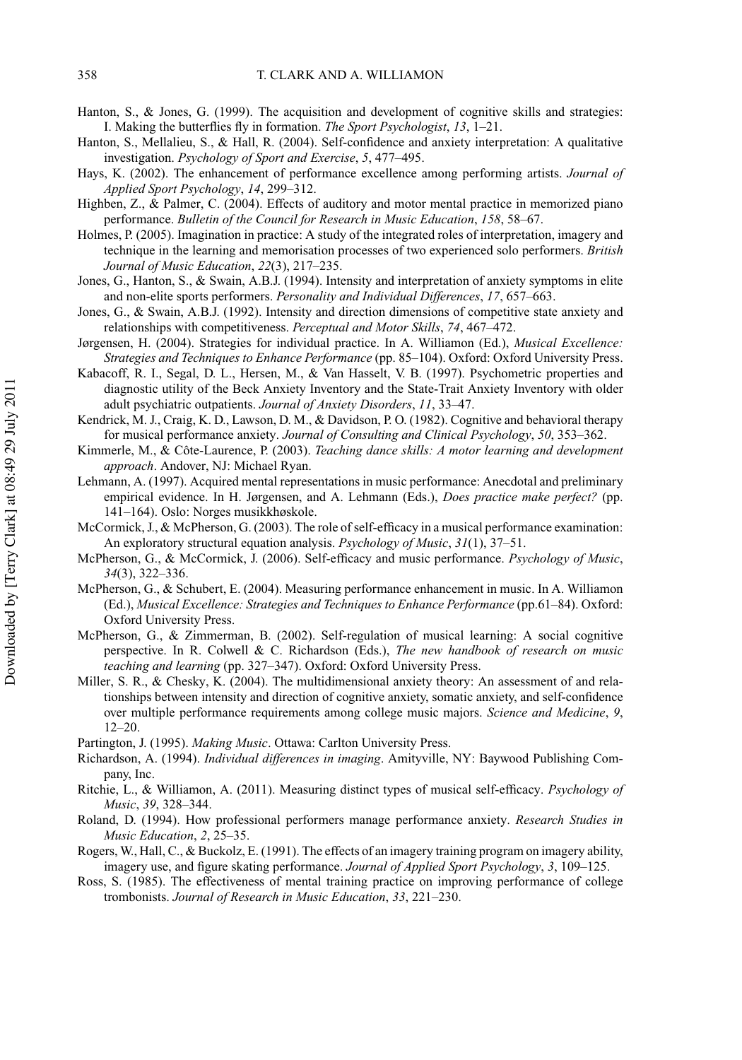Hanton, S., & Jones, G. (1999). The acquisition and development of cognitive skills and strategies: I. Making the butterflies fly in formation. *The Sport Psychologist*, *13*, 1–21.

Hanton, S., Mellalieu, S., & Hall, R. (2004). Self-confidence and anxiety interpretation: A qualitative investigation. *Psychology of Sport and Exercise*, *5*, 477–495.

Hays, K. (2002). The enhancement of performance excellence among performing artists. *Journal of Applied Sport Psychology*, *14*, 299–312.

Highben, Z., & Palmer, C. (2004). Effects of auditory and motor mental practice in memorized piano performance. *Bulletin of the Council for Research in Music Education*, *158*, 58–67.

Holmes, P. (2005). Imagination in practice: A study of the integrated roles of interpretation, imagery and technique in the learning and memorisation processes of two experienced solo performers. *British Journal of Music Education*, *22*(3), 217–235.

Jones, G., Hanton, S., & Swain, A.B.J. (1994). Intensity and interpretation of anxiety symptoms in elite and non-elite sports performers. *Personality and Individual Differences*, *17*, 657–663.

Jones, G., & Swain, A.B.J. (1992). Intensity and direction dimensions of competitive state anxiety and relationships with competitiveness. *Perceptual and Motor Skills*, *74*, 467–472.

Jørgensen, H. (2004). Strategies for individual practice. In A. Williamon (Ed.), *Musical Excellence: Strategies and Techniques to Enhance Performance* (pp. 85–104). Oxford: Oxford University Press.

Kabacoff, R. I., Segal, D. L., Hersen, M., & Van Hasselt, V. B. (1997). Psychometric properties and diagnostic utility of the Beck Anxiety Inventory and the State-Trait Anxiety Inventory with older adult psychiatric outpatients. *Journal of Anxiety Disorders*, *11*, 33–47.

Kendrick, M. J., Craig, K. D., Lawson, D. M., & Davidson, P. O. (1982). Cognitive and behavioral therapy for musical performance anxiety. *Journal of Consulting and Clinical Psychology*, *50*, 353–362.

Kimmerle, M., & Côte-Laurence, P. (2003). *Teaching dance skills: A motor learning and development approach*. Andover, NJ: Michael Ryan.

Lehmann, A. (1997). Acquired mental representations in music performance: Anecdotal and preliminary empirical evidence. In H. Jørgensen, and A. Lehmann (Eds.), *Does practice make perfect?* (pp. 141–164). Oslo: Norges musikkhøskole.

McCormick, J., & McPherson, G. (2003). The role of self-efficacy in a musical performance examination: An exploratory structural equation analysis. *Psychology of Music*, *31*(1), 37–51.

McPherson, G., & McCormick, J. (2006). Self-efficacy and music performance. *Psychology of Music*, *34*(3), 322–336.

McPherson, G., & Schubert, E. (2004). Measuring performance enhancement in music. In A. Williamon (Ed.), *Musical Excellence: Strategies and Techniques to Enhance Performance* (pp.61–84). Oxford: Oxford University Press.

McPherson, G., & Zimmerman, B. (2002). Self-regulation of musical learning: A social cognitive perspective. In R. Colwell & C. Richardson (Eds.), *The new handbook of research on music teaching and learning* (pp. 327–347). Oxford: Oxford University Press.

Miller, S. R., & Chesky, K. (2004). The multidimensional anxiety theory: An assessment of and relationships between intensity and direction of cognitive anxiety, somatic anxiety, and self-confidence over multiple performance requirements among college music majors. *Science and Medicine*, *9*, 12–20.

Partington, J. (1995). *Making Music*. Ottawa: Carlton University Press.

Richardson, A. (1994). *Individual differences in imaging*. Amityville, NY: Baywood Publishing Company, Inc.

Ritchie, L., & Williamon, A. (2011). Measuring distinct types of musical self-efficacy. *Psychology of Music*, *39*, 328–344.

Roland, D. (1994). How professional performers manage performance anxiety. *Research Studies in Music Education*, *2*, 25–35.

Rogers, W., Hall, C., & Buckolz, E. (1991). The effects of an imagery training program on imagery ability, imagery use, and figure skating performance. *Journal of Applied Sport Psychology*, *3*, 109–125.

Ross, S. (1985). The effectiveness of mental training practice on improving performance of college trombonists. *Journal of Research in Music Education*, *33*, 221–230.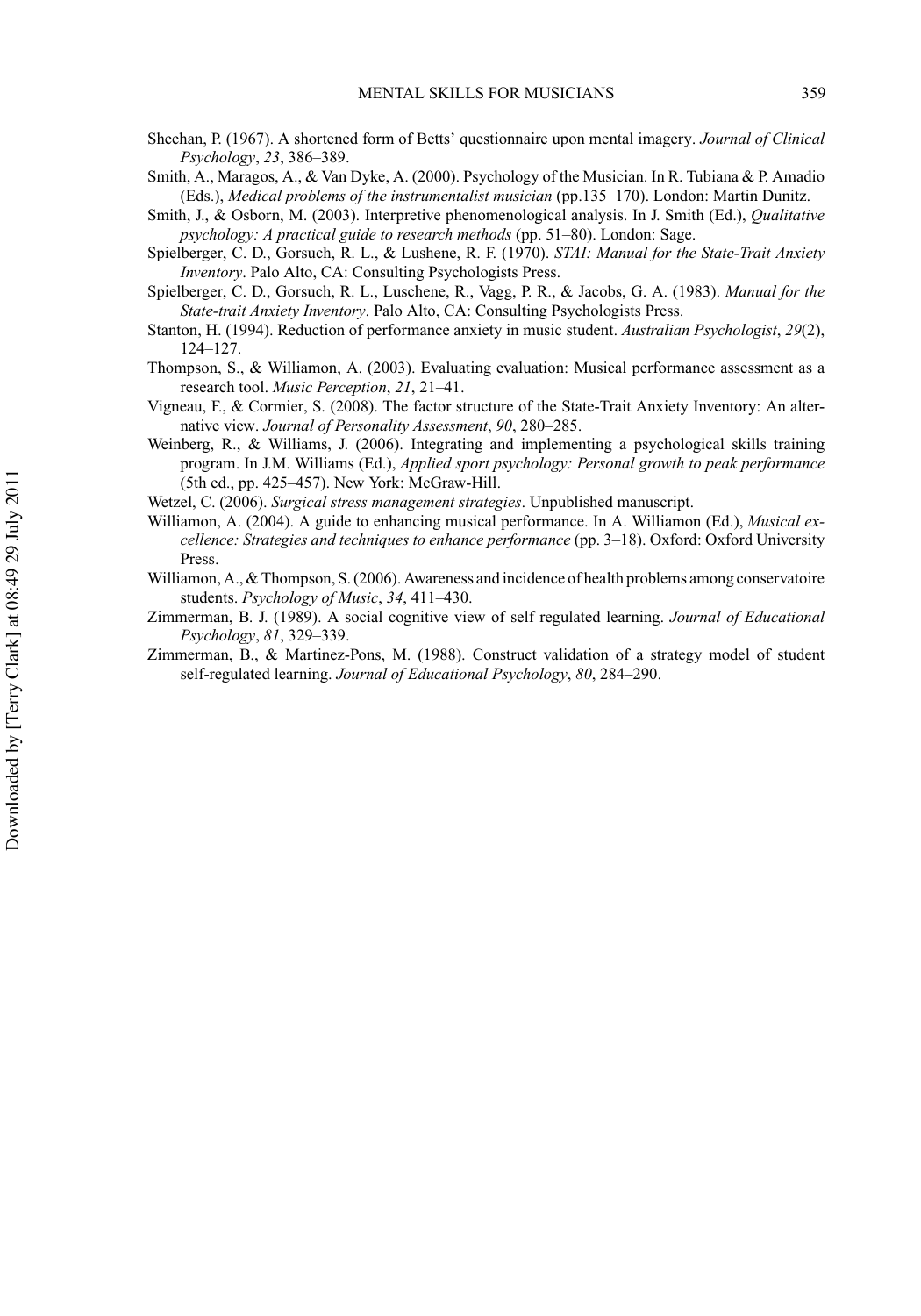Sheehan, P. (1967). A shortened form of Betts' questionnaire upon mental imagery. *Journal of Clinical Psychology*, *23*, 386–389.

Smith, A., Maragos, A., & Van Dyke, A. (2000). Psychology of the Musician. In R. Tubiana & P. Amadio (Eds.), *Medical problems of the instrumentalist musician* (pp.135–170). London: Martin Dunitz.

Smith, J., & Osborn, M. (2003). Interpretive phenomenological analysis. In J. Smith (Ed.), *Qualitative psychology: A practical guide to research methods* (pp. 51–80). London: Sage.

Spielberger, C. D., Gorsuch, R. L., & Lushene, R. F. (1970). *STAI: Manual for the State-Trait Anxiety Inventory*. Palo Alto, CA: Consulting Psychologists Press.

Spielberger, C. D., Gorsuch, R. L., Luschene, R., Vagg, P. R., & Jacobs, G. A. (1983). *Manual for the State-trait Anxiety Inventory*. Palo Alto, CA: Consulting Psychologists Press.

Stanton, H. (1994). Reduction of performance anxiety in music student. *Australian Psychologist*, *29*(2), 124–127.

Thompson, S., & Williamon, A. (2003). Evaluating evaluation: Musical performance assessment as a research tool. *Music Perception*, *21*, 21–41.

Vigneau, F., & Cormier, S. (2008). The factor structure of the State-Trait Anxiety Inventory: An alternative view. *Journal of Personality Assessment*, *90*, 280–285.

Weinberg, R., & Williams, J. (2006). Integrating and implementing a psychological skills training program. In J.M. Williams (Ed.), *Applied sport psychology: Personal growth to peak performance* (5th ed., pp. 425–457). New York: McGraw-Hill.

Wetzel, C. (2006). *Surgical stress management strategies*. Unpublished manuscript.

Williamon, A. (2004). A guide to enhancing musical performance. In A. Williamon (Ed.), *Musical excellence: Strategies and techniques to enhance performance* (pp. 3–18). Oxford: Oxford University Press.

Williamon, A., & Thompson, S. (2006). Awareness and incidence of health problems among conservatoire students. *Psychology of Music*, *34*, 411–430.

Zimmerman, B. J. (1989). A social cognitive view of self regulated learning. *Journal of Educational Psychology*, *81*, 329–339.

Zimmerman, B., & Martinez-Pons, M. (1988). Construct validation of a strategy model of student self-regulated learning. *Journal of Educational Psychology*, *80*, 284–290.